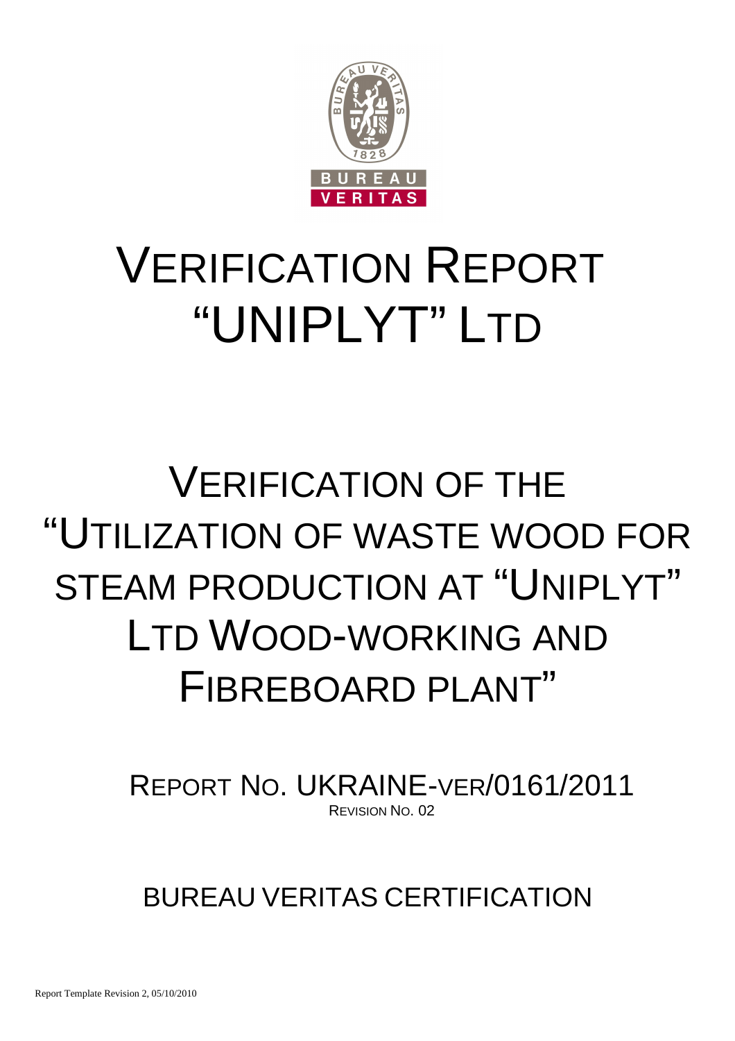# VERIFICATION REPORT "UNIPLYT" LTD

# VERIFICATION OF THE "UTILIZATION OF WASTE WOOD FOR STEAM PRODUCTION AT "UNIPLYT" LTD WOOD-WORKING AND FIBREBOARD PLANT"

REPORT NO. UKRAINE-VER/0161/2011

REVISION NO. 02

BUREAU VERITAS CERTIFICATION

Report Template Revision 2, 05/10/2010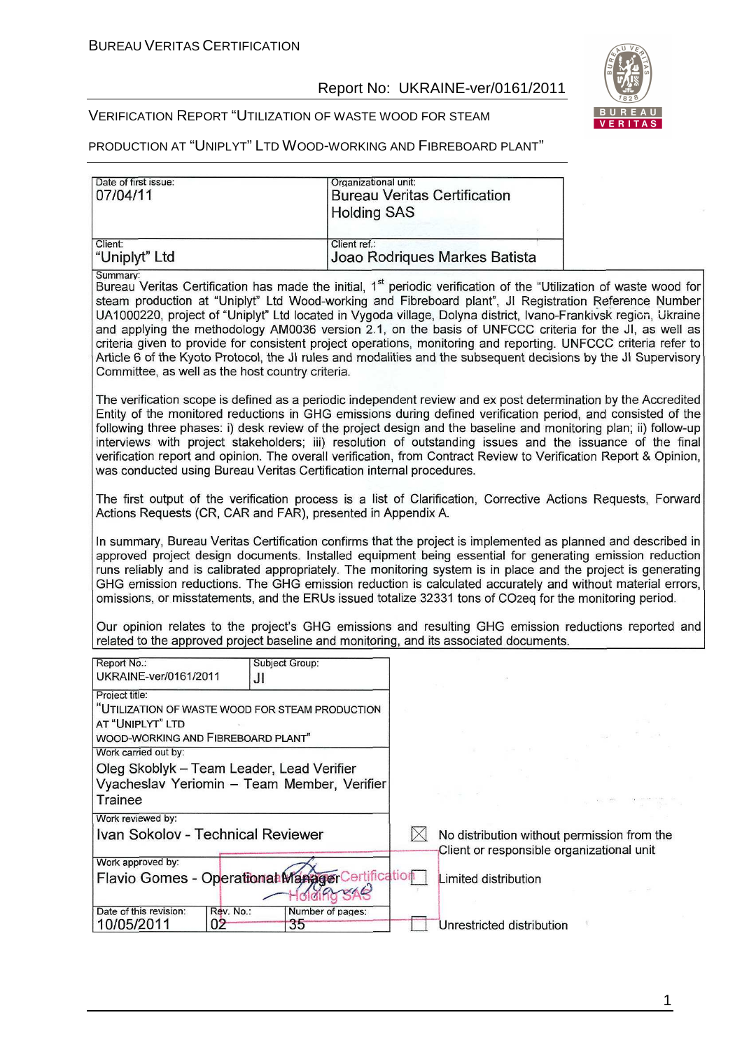| Date of first issue: 07/04/11 | Organizational unit: Bureau Veritas Certification Holding SAS |
|---|---|
| Client: "Uniplyt" Ltd | Client ref.: Joao Rodriques Markes Batista |

Summary:

Bureau Veritas Certification has made the initial, 1st periodic verification of the "Utilization of waste wood for steam production at "Uniplyt" Ltd Wood-working and Fibreboard plant", JI Registration Reference Number UA1000220, project of "Uniplyt" Ltd located in Vygoda village, Dolyna district, Ivano-Frankivsk region, Ukraine and applying the methodology AM0036 version 2.1, on the basis of UNFCCC criteria for the JI, as well as criteria given to provide for consistent project operations, monitoring and reporting. UNFCCC criteria refer to Article 6 of the Kyoto Protocol, the JI rules and modalities and the subsequent decisions by the JI Supervisory Committee, as well as the host country criteria.

The verification scope is defined as a periodic independent review and ex post determination by the Accredited Entity of the monitored reductions in GHG emissions during defined verification period, and consisted of the following three phases: i) desk review of the project design and the baseline and monitoring plan; ii) follow-up interviews with project stakeholders; iii) resolution of outstanding issues and the issuance of the final verification report and opinion. The overall verification, from Contract Review to Verification Report & Opinion, was conducted using Bureau Veritas Certification internal procedures.

The first output of the verification process is a list of Clarification, Corrective Actions Requests, Forward Actions Requests (CR, CAR and FAR), presented in Appendix A.

In summary, Bureau Veritas Certification confirms that the project is implemented as planned and described in approved project design documents. Installed equipment being essential for generating emission reduction runs reliably and is calibrated appropriately. The monitoring system is in place and the project is generating GHG emission reductions. The GHG emission reduction is calculated accurately and without material errors, omissions, or misstatements, and the ERUs issued totalize 32331 tons of CO2eq for the monitoring period.

Our opinion relates to the project's GHG emissions and resulting GHG emission reductions reported and related to the approved project baseline and monitoring, and its associated documents.

| Report No.: UKRAINE-ver/0161/2011 | Subject Group: JI | |
|---|---|---|
| Project title: "UTILIZATION OF WASTE WOOD FOR STEAM PRODUCTION AT "UNIPLYT" LTD WOOD-WORKING AND FIBREBOARD PLANT" | | |
| Work carried out by: Oleg Skoblyk – Team Leader, Lead Verifier; Vyacheslav Yeriomin – Team Member, Verifier Trainee | | |
| Work reviewed by: Ivan Sokolov - Technical Reviewer | | |
| Work approved by: Flavio Gomes - Operational Manager | | |
| Date of this revision: 10/05/2011 | Rev. No.: 02 | Number of pages: 35 |

- [x] No distribution without permission from the Client or responsible organizational unit
- [ ] Limited distribution
- [ ] Unrestricted distribution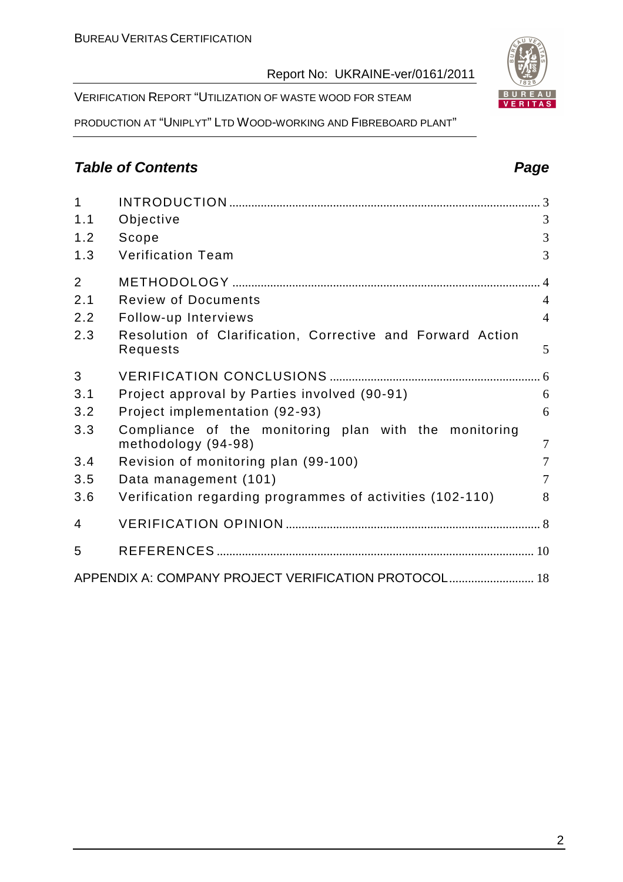## Table of Contents

| | | Page |
|---|---|---|
| 1 | INTRODUCTION | 3 |
| 1.1 | Objective | 3 |
| 1.2 | Scope | 3 |
| 1.3 | Verification Team | 3 |
| 2 | METHODOLOGY | 4 |
| 2.1 | Review of Documents | 4 |
| 2.2 | Follow-up Interviews | 4 |
| 2.3 | Resolution of Clarification, Corrective and Forward Action Requests | 5 |
| 3 | VERIFICATION CONCLUSIONS | 6 |
| 3.1 | Project approval by Parties involved (90-91) | 6 |
| 3.2 | Project implementation (92-93) | 6 |
| 3.3 | Compliance of the monitoring plan with the monitoring methodology (94-98) | 7 |
| 3.4 | Revision of monitoring plan (99-100) | 7 |
| 3.5 | Data management (101) | 7 |
| 3.6 | Verification regarding programmes of activities (102-110) | 8 |
| 4 | VERIFICATION OPINION | 8 |
| 5 | REFERENCES | 10 |
| | APPENDIX A: COMPANY PROJECT VERIFICATION PROTOCOL | 18 |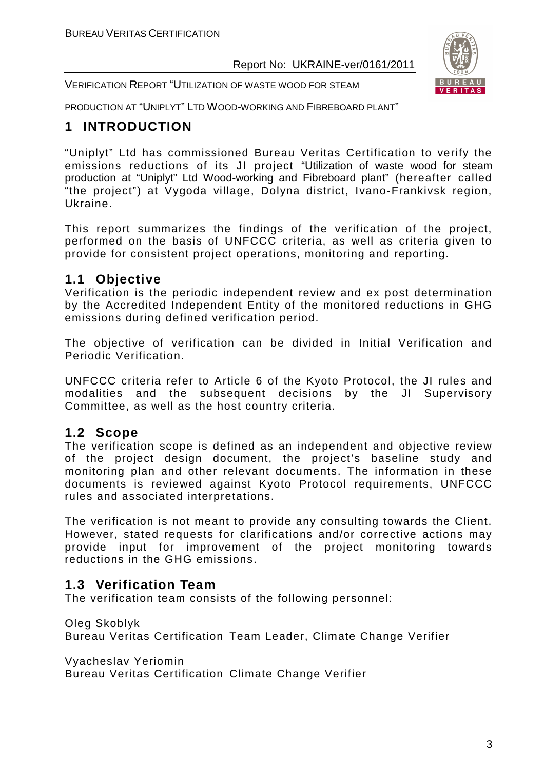# 1 INTRODUCTION

"Uniplyt" Ltd has commissioned Bureau Veritas Certification to verify the emissions reductions of its JI project "Utilization of waste wood for steam production at "Uniplyt" Ltd Wood-working and Fibreboard plant" (hereafter called "the project") at Vygoda village, Dolyna district, Ivano-Frankivsk region, Ukraine.

This report summarizes the findings of the verification of the project, performed on the basis of UNFCCC criteria, as well as criteria given to provide for consistent project operations, monitoring and reporting.

## 1.1 Objective

Verification is the periodic independent review and ex post determination by the Accredited Independent Entity of the monitored reductions in GHG emissions during defined verification period.

The objective of verification can be divided in Initial Verification and Periodic Verification.

UNFCCC criteria refer to Article 6 of the Kyoto Protocol, the JI rules and modalities and the subsequent decisions by the JI Supervisory Committee, as well as the host country criteria.

## 1.2 Scope

The verification scope is defined as an independent and objective review of the project design document, the project's baseline study and monitoring plan and other relevant documents. The information in these documents is reviewed against Kyoto Protocol requirements, UNFCCC rules and associated interpretations.

The verification is not meant to provide any consulting towards the Client. However, stated requests for clarifications and/or corrective actions may provide input for improvement of the project monitoring towards reductions in the GHG emissions.

## 1.3 Verification Team

The verification team consists of the following personnel:

Oleg Skoblyk
Bureau Veritas Certification Team Leader, Climate Change Verifier

Vyacheslav Yeriomin
Bureau Veritas Certification Climate Change Verifier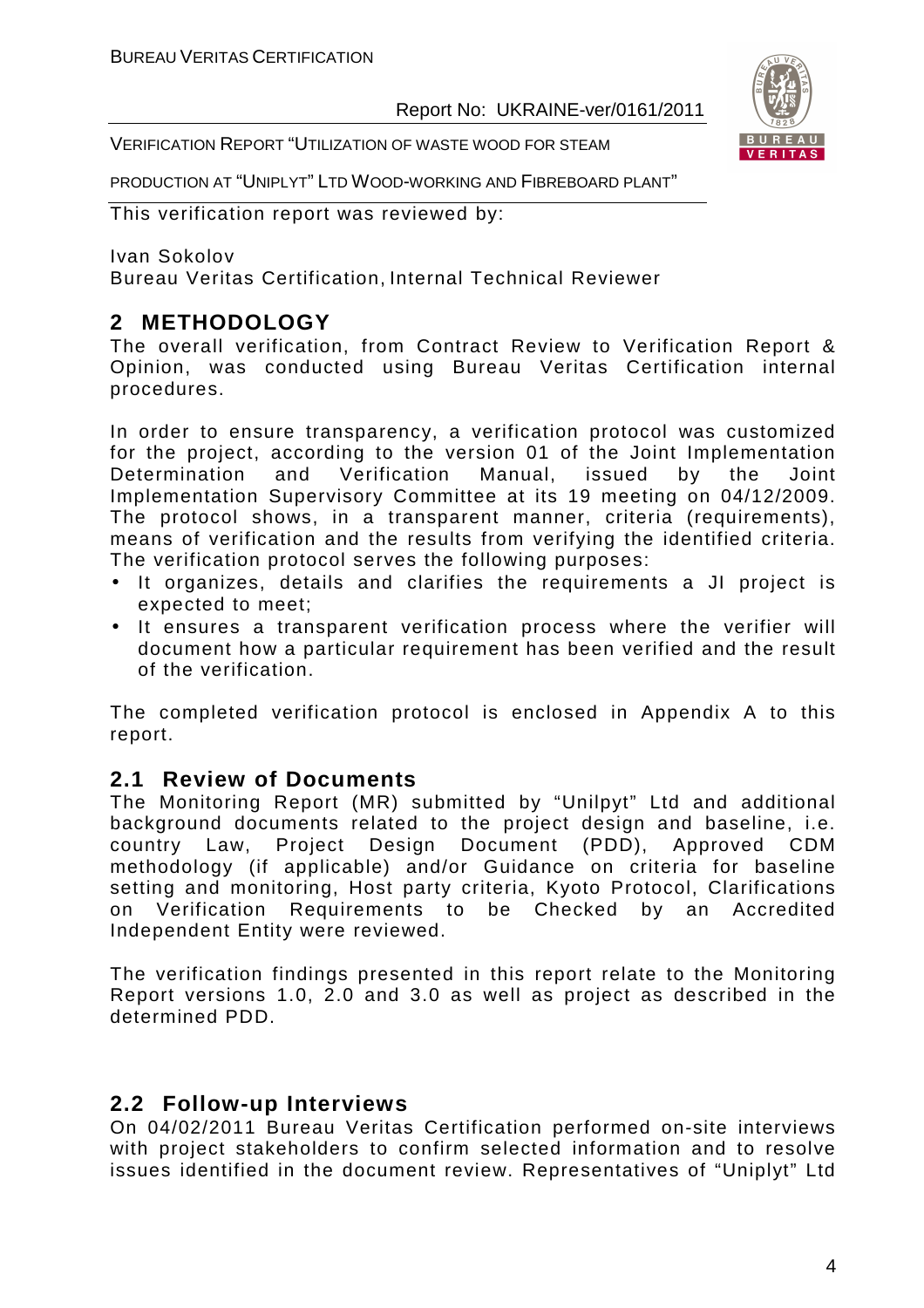This verification report was reviewed by:

Ivan Sokolov
Bureau Veritas Certification, Internal Technical Reviewer

# 2 METHODOLOGY

The overall verification, from Contract Review to Verification Report & Opinion, was conducted using Bureau Veritas Certification internal procedures.

In order to ensure transparency, a verification protocol was customized for the project, according to the version 01 of the Joint Implementation Determination and Verification Manual, issued by the Joint Implementation Supervisory Committee at its 19 meeting on 04/12/2009. The protocol shows, in a transparent manner, criteria (requirements), means of verification and the results from verifying the identified criteria. The verification protocol serves the following purposes:

- It organizes, details and clarifies the requirements a JI project is expected to meet;
- It ensures a transparent verification process where the verifier will document how a particular requirement has been verified and the result of the verification.

The completed verification protocol is enclosed in Appendix A to this report.

## 2.1 Review of Documents

The Monitoring Report (MR) submitted by "Unilpyt" Ltd and additional background documents related to the project design and baseline, i.e. country Law, Project Design Document (PDD), Approved CDM methodology (if applicable) and/or Guidance on criteria for baseline setting and monitoring, Host party criteria, Kyoto Protocol, Clarifications on Verification Requirements to be Checked by an Accredited Independent Entity were reviewed.

The verification findings presented in this report relate to the Monitoring Report versions 1.0, 2.0 and 3.0 as well as project as described in the determined PDD.

## 2.2 Follow-up Interviews

On 04/02/2011 Bureau Veritas Certification performed on-site interviews with project stakeholders to confirm selected information and to resolve issues identified in the document review. Representatives of "Uniplyt" Ltd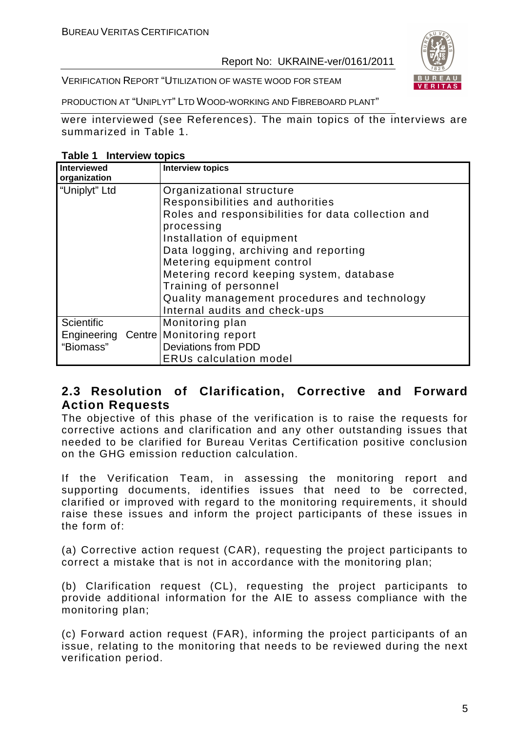were interviewed (see References). The main topics of the interviews are summarized in Table 1.

**Table 1 Interview topics**

| Interviewed organization | Interview topics |
|---|---|
| "Uniplyt" Ltd | Organizational structure<br>Responsibilities and authorities<br>Roles and responsibilities for data collection and processing<br>Installation of equipment<br>Data logging, archiving and reporting<br>Metering equipment control<br>Metering record keeping system, database<br>Training of personnel<br>Quality management procedures and technology<br>Internal audits and check-ups |
| Scientific Engineering Centre "Biomass" | Monitoring plan<br>Monitoring report<br>Deviations from PDD<br>ERUs calculation model |

## 2.3 Resolution of Clarification, Corrective and Forward Action Requests

The objective of this phase of the verification is to raise the requests for corrective actions and clarification and any other outstanding issues that needed to be clarified for Bureau Veritas Certification positive conclusion on the GHG emission reduction calculation.

If the Verification Team, in assessing the monitoring report and supporting documents, identifies issues that need to be corrected, clarified or improved with regard to the monitoring requirements, it should raise these issues and inform the project participants of these issues in the form of:

(a) Corrective action request (CAR), requesting the project participants to correct a mistake that is not in accordance with the monitoring plan;

(b) Clarification request (CL), requesting the project participants to provide additional information for the AIE to assess compliance with the monitoring plan;

(c) Forward action request (FAR), informing the project participants of an issue, relating to the monitoring that needs to be reviewed during the next verification period.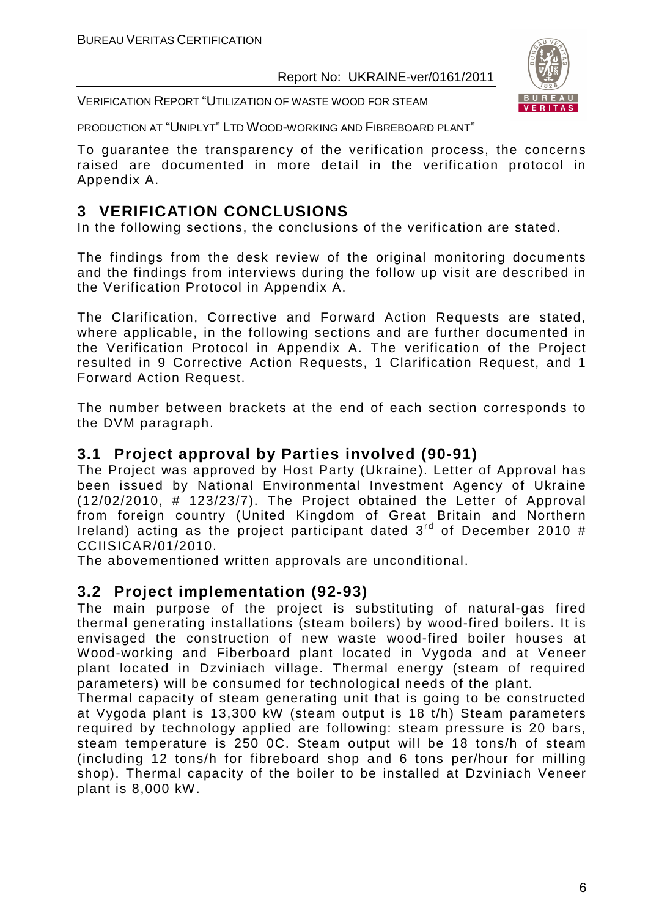To guarantee the transparency of the verification process, the concerns raised are documented in more detail in the verification protocol in Appendix A.

# 3 VERIFICATION CONCLUSIONS

In the following sections, the conclusions of the verification are stated.

The findings from the desk review of the original monitoring documents and the findings from interviews during the follow up visit are described in the Verification Protocol in Appendix A.

The Clarification, Corrective and Forward Action Requests are stated, where applicable, in the following sections and are further documented in the Verification Protocol in Appendix A. The verification of the Project resulted in 9 Corrective Action Requests, 1 Clarification Request, and 1 Forward Action Request.

The number between brackets at the end of each section corresponds to the DVM paragraph.

## 3.1 Project approval by Parties involved (90-91)

The Project was approved by Host Party (Ukraine). Letter of Approval has been issued by National Environmental Investment Agency of Ukraine (12/02/2010, # 123/23/7). The Project obtained the Letter of Approval from foreign country (United Kingdom of Great Britain and Northern Ireland) acting as the project participant dated 3rd of December 2010 # CCIISICAR/01/2010.

The abovementioned written approvals are unconditional.

## 3.2 Project implementation (92-93)

The main purpose of the project is substituting of natural-gas fired thermal generating installations (steam boilers) by wood-fired boilers. It is envisaged the construction of new waste wood-fired boiler houses at Wood-working and Fiberboard plant located in Vygoda and at Veneer plant located in Dzviniach village. Thermal energy (steam of required parameters) will be consumed for technological needs of the plant.

Thermal capacity of steam generating unit that is going to be constructed at Vygoda plant is 13,300 kW (steam output is 18 t/h) Steam parameters required by technology applied are following: steam pressure is 20 bars, steam temperature is 250 0C. Steam output will be 18 tons/h of steam (including 12 tons/h for fibreboard shop and 6 tons per/hour for milling shop). Thermal capacity of the boiler to be installed at Dzviniach Veneer plant is 8,000 kW.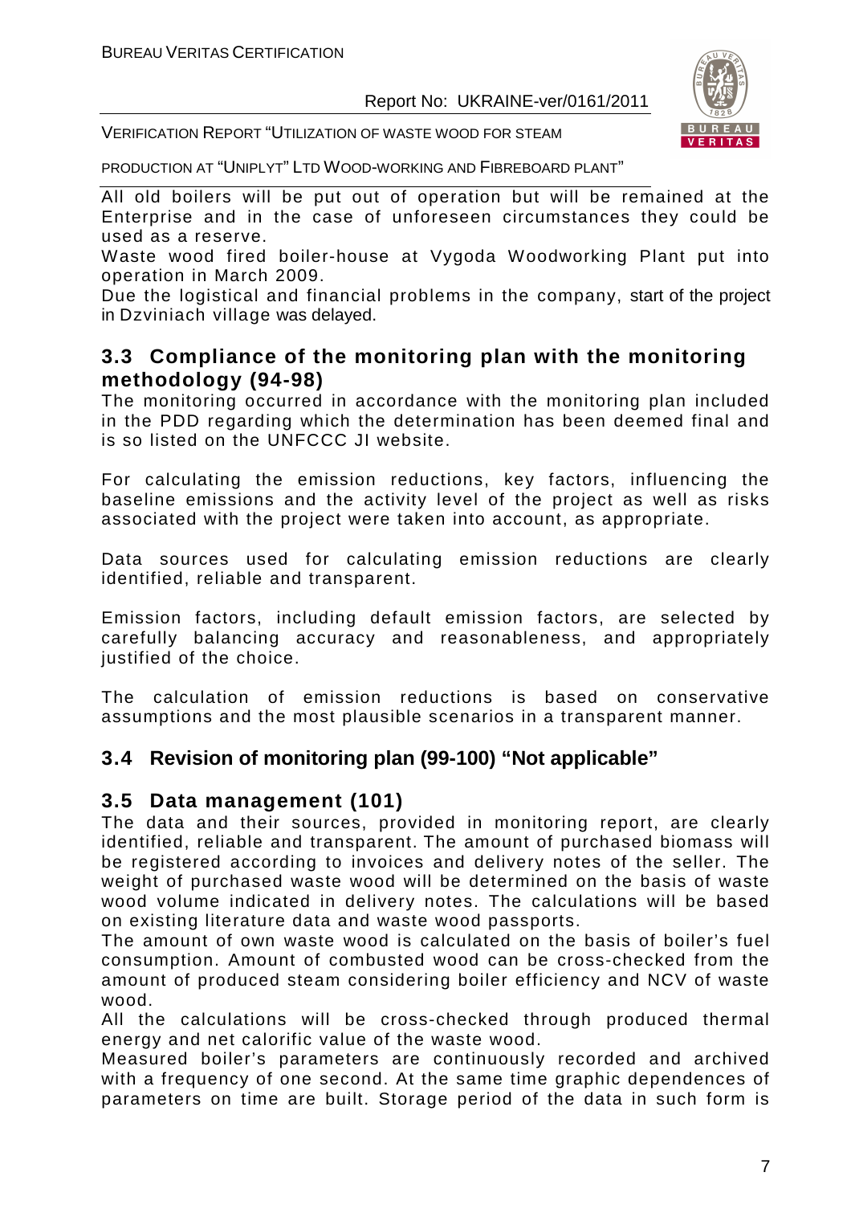All old boilers will be put out of operation but will be remained at the Enterprise and in the case of unforeseen circumstances they could be used as a reserve.

Waste wood fired boiler-house at Vygoda Woodworking Plant put into operation in March 2009.

Due the logistical and financial problems in the company, start of the project in Dzviniach village was delayed.

## 3.3 Compliance of the monitoring plan with the monitoring methodology (94-98)

The monitoring occurred in accordance with the monitoring plan included in the PDD regarding which the determination has been deemed final and is so listed on the UNFCCC JI website.

For calculating the emission reductions, key factors, influencing the baseline emissions and the activity level of the project as well as risks associated with the project were taken into account, as appropriate.

Data sources used for calculating emission reductions are clearly identified, reliable and transparent.

Emission factors, including default emission factors, are selected by carefully balancing accuracy and reasonableness, and appropriately justified of the choice.

The calculation of emission reductions is based on conservative assumptions and the most plausible scenarios in a transparent manner.

## 3.4 Revision of monitoring plan (99-100) "Not applicable"

## 3.5 Data management (101)

The data and their sources, provided in monitoring report, are clearly identified, reliable and transparent. The amount of purchased biomass will be registered according to invoices and delivery notes of the seller. The weight of purchased waste wood will be determined on the basis of waste wood volume indicated in delivery notes. The calculations will be based on existing literature data and waste wood passports.

The amount of own waste wood is calculated on the basis of boiler's fuel consumption. Amount of combusted wood can be cross-checked from the amount of produced steam considering boiler efficiency and NCV of waste wood.

All the calculations will be cross-checked through produced thermal energy and net calorific value of the waste wood.

Measured boiler's parameters are continuously recorded and archived with a frequency of one second. At the same time graphic dependences of parameters on time are built. Storage period of the data in such form is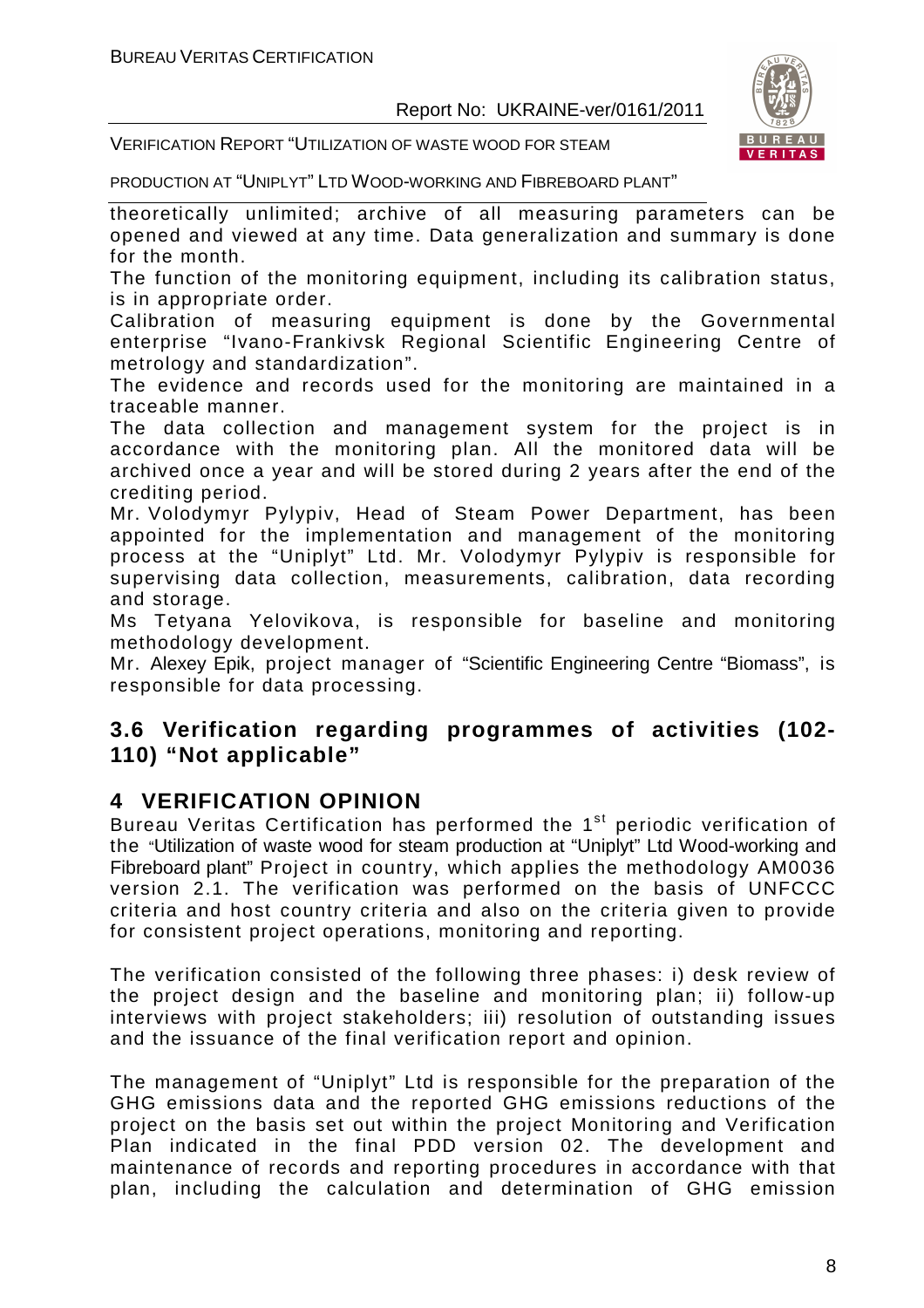theoretically unlimited; archive of all measuring parameters can be opened and viewed at any time. Data generalization and summary is done for the month.

The function of the monitoring equipment, including its calibration status, is in appropriate order.

Calibration of measuring equipment is done by the Governmental enterprise "Ivano-Frankivsk Regional Scientific Engineering Centre of metrology and standardization".

The evidence and records used for the monitoring are maintained in a traceable manner.

The data collection and management system for the project is in accordance with the monitoring plan. All the monitored data will be archived once a year and will be stored during 2 years after the end of the crediting period.

Mr. Volodymyr Pylypiv, Head of Steam Power Department, has been appointed for the implementation and management of the monitoring process at the "Uniplyt" Ltd. Mr. Volodymyr Pylypiv is responsible for supervising data collection, measurements, calibration, data recording and storage.

Ms Tetyana Yelovikova, is responsible for baseline and monitoring methodology development.

Mr. Alexey Epik, project manager of "Scientific Engineering Centre "Biomass", is responsible for data processing.

### 3.6 Verification regarding programmes of activities (102-110) "Not applicable"

## 4 VERIFICATION OPINION

Bureau Veritas Certification has performed the 1st periodic verification of the "Utilization of waste wood for steam production at "Uniplyt" Ltd Wood-working and Fibreboard plant" Project in country, which applies the methodology AM0036 version 2.1. The verification was performed on the basis of UNFCCC criteria and host country criteria and also on the criteria given to provide for consistent project operations, monitoring and reporting.

The verification consisted of the following three phases: i) desk review of the project design and the baseline and monitoring plan; ii) follow-up interviews with project stakeholders; iii) resolution of outstanding issues and the issuance of the final verification report and opinion.

The management of "Uniplyt" Ltd is responsible for the preparation of the GHG emissions data and the reported GHG emissions reductions of the project on the basis set out within the project Monitoring and Verification Plan indicated in the final PDD version 02. The development and maintenance of records and reporting procedures in accordance with that plan, including the calculation and determination of GHG emission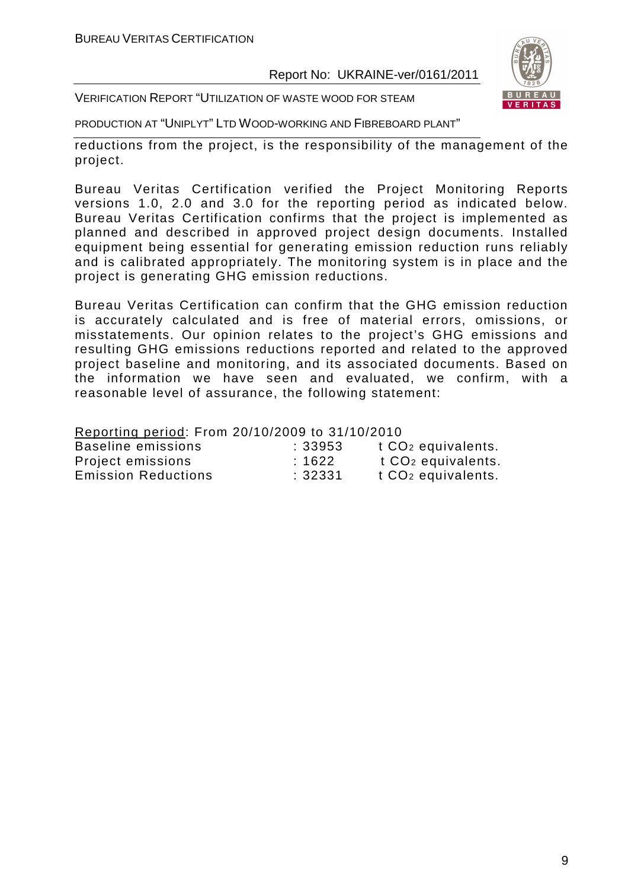reductions from the project, is the responsibility of the management of the project.

Bureau Veritas Certification verified the Project Monitoring Reports versions 1.0, 2.0 and 3.0 for the reporting period as indicated below. Bureau Veritas Certification confirms that the project is implemented as planned and described in approved project design documents. Installed equipment being essential for generating emission reduction runs reliably and is calibrated appropriately. The monitoring system is in place and the project is generating GHG emission reductions.

Bureau Veritas Certification can confirm that the GHG emission reduction is accurately calculated and is free of material errors, omissions, or misstatements. Our opinion relates to the project's GHG emissions and resulting GHG emissions reductions reported and related to the approved project baseline and monitoring, and its associated documents. Based on the information we have seen and evaluated, we confirm, with a reasonable level of assurance, the following statement:

Reporting period: From 20/10/2009 to 31/10/2010

| | | |
|---|---|---|
| Baseline emissions | : 33953 | t $CO_2$ equivalents. |
| Project emissions | : 1622 | t $CO_2$ equivalents. |
| Emission Reductions | : 32331 | t $CO_2$ equivalents. |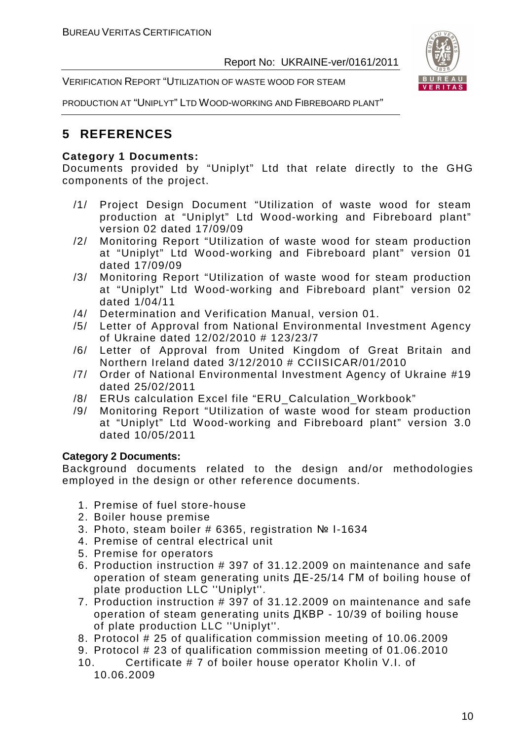# 5 REFERENCES

**Category 1 Documents:**

Documents provided by "Uniplyt" Ltd that relate directly to the GHG components of the project.

/1/ Project Design Document "Utilization of waste wood for steam production at "Uniplyt" Ltd Wood-working and Fibreboard plant" version 02 dated 17/09/09

/2/ Monitoring Report "Utilization of waste wood for steam production at "Uniplyt" Ltd Wood-working and Fibreboard plant" version 01 dated 17/09/09

/3/ Monitoring Report "Utilization of waste wood for steam production at "Uniplyt" Ltd Wood-working and Fibreboard plant" version 02 dated 1/04/11

/4/ Determination and Verification Manual, version 01.

/5/ Letter of Approval from National Environmental Investment Agency of Ukraine dated 12/02/2010 # 123/23/7

/6/ Letter of Approval from United Kingdom of Great Britain and Northern Ireland dated 3/12/2010 # CCIISICAR/01/2010

/7/ Order of National Environmental Investment Agency of Ukraine #19 dated 25/02/2011

/8/ ERUs calculation Excel file "ERU_Calculation_Workbook"

/9/ Monitoring Report "Utilization of waste wood for steam production at "Uniplyt" Ltd Wood-working and Fibreboard plant" version 3.0 dated 10/05/2011

**Category 2 Documents:**

Background documents related to the design and/or methodologies employed in the design or other reference documents.

1. Premise of fuel store-house
2. Boiler house premise
3. Photo, steam boiler # 6365, registration № I-1634
4. Premise of central electrical unit
5. Premise for operators
6. Production instruction # 397 of 31.12.2009 on maintenance and safe operation of steam generating units ДЕ-25/14 ГМ of boiling house of plate production LLC ''Uniplyt''.
7. Production instruction # 397 of 31.12.2009 on maintenance and safe operation of steam generating units ДКВР - 10/39 of boiling house of plate production LLC ''Uniplyt''.
8. Protocol # 25 of qualification commission meeting of 10.06.2009
9. Protocol # 23 of qualification commission meeting of 01.06.2010
10. Certificate # 7 of boiler house operator Kholin V.I. of 10.06.2009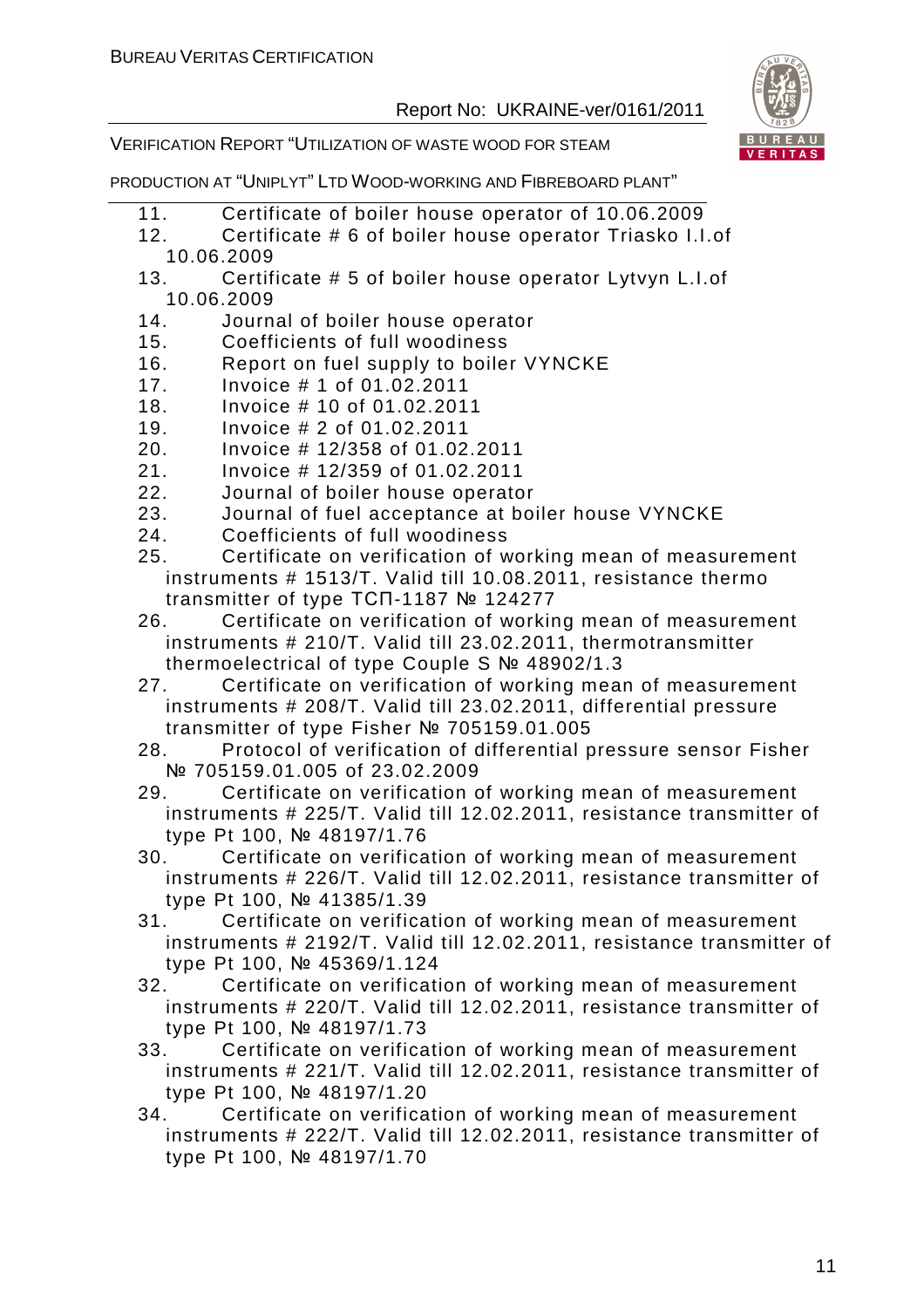11. Certificate of boiler house operator of 10.06.2009
12. Certificate # 6 of boiler house operator Triasko I.I.of 10.06.2009
13. Certificate # 5 of boiler house operator Lytvyn L.I.of 10.06.2009
14. Journal of boiler house operator
15. Coefficients of full woodiness
16. Report on fuel supply to boiler VYNCKE
17. Invoice # 1 of 01.02.2011
18. Invoice # 10 of 01.02.2011
19. Invoice # 2 of 01.02.2011
20. Invoice # 12/358 of 01.02.2011
21. Invoice # 12/359 of 01.02.2011
22. Journal of boiler house operator
23. Journal of fuel acceptance at boiler house VYNCKE
24. Coefficients of full woodiness
25. Certificate on verification of working mean of measurement instruments # 1513/T. Valid till 10.08.2011, resistance thermo transmitter of type ТСП-1187 № 124277
26. Certificate on verification of working mean of measurement instruments # 210/T. Valid till 23.02.2011, thermotransmitter thermoelectrical of type Couple S № 48902/1.3
27. Certificate on verification of working mean of measurement instruments # 208/T. Valid till 23.02.2011, differential pressure transmitter of type Fisher № 705159.01.005
28. Protocol of verification of differential pressure sensor Fisher № 705159.01.005 of 23.02.2009
29. Certificate on verification of working mean of measurement instruments # 225/T. Valid till 12.02.2011, resistance transmitter of type Pt 100, № 48197/1.76
30. Certificate on verification of working mean of measurement instruments # 226/T. Valid till 12.02.2011, resistance transmitter of type Pt 100, № 41385/1.39
31. Certificate on verification of working mean of measurement instruments # 2192/T. Valid till 12.02.2011, resistance transmitter of type Pt 100, № 45369/1.124
32. Certificate on verification of working mean of measurement instruments # 220/T. Valid till 12.02.2011, resistance transmitter of type Pt 100, № 48197/1.73
33. Certificate on verification of working mean of measurement instruments # 221/T. Valid till 12.02.2011, resistance transmitter of type Pt 100, № 48197/1.20
34. Certificate on verification of working mean of measurement instruments # 222/T. Valid till 12.02.2011, resistance transmitter of type Pt 100, № 48197/1.70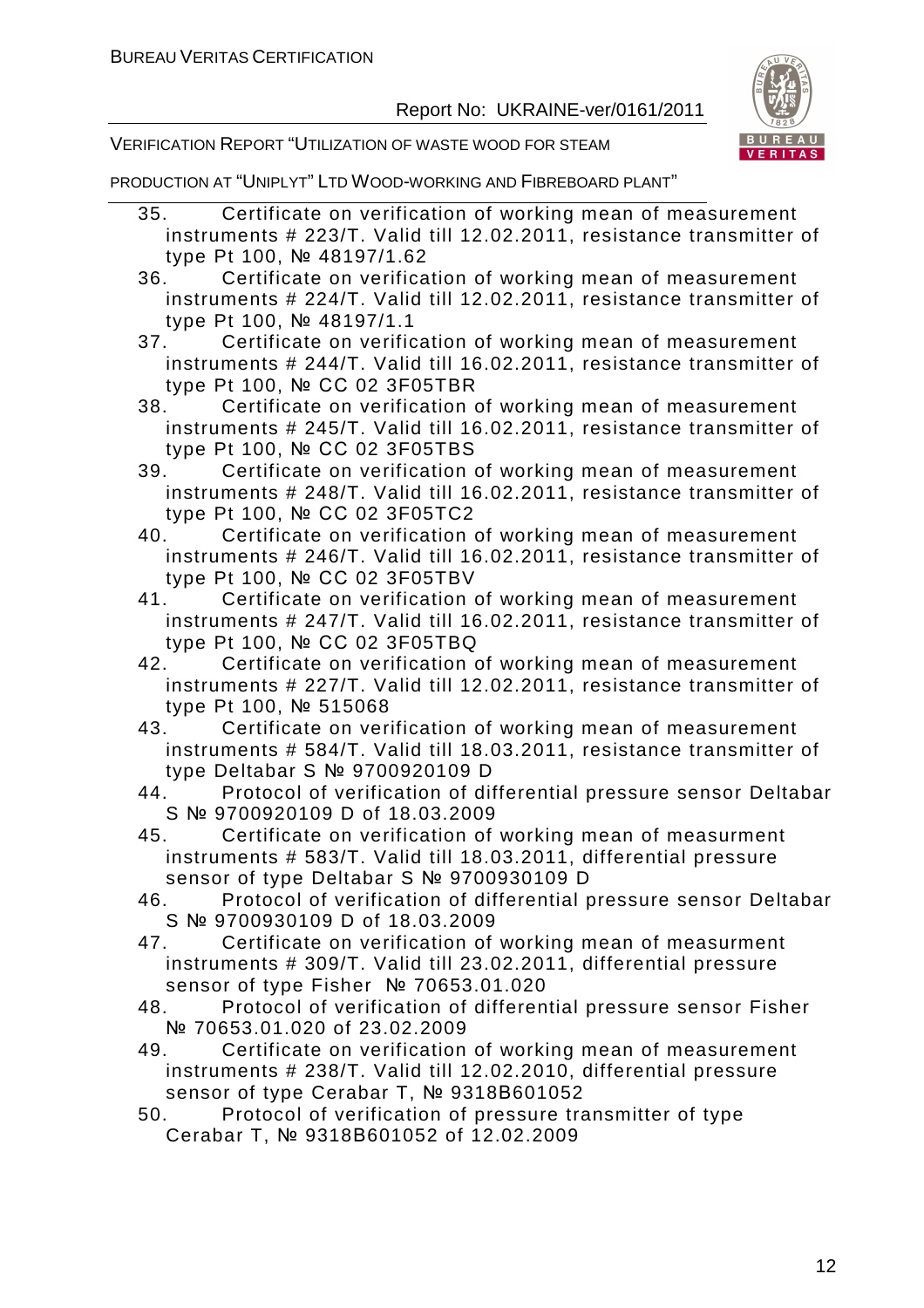35. Certificate on verification of working mean of measurement instruments # 223/T. Valid till 12.02.2011, resistance transmitter of type Pt 100, № 48197/1.62
36. Certificate on verification of working mean of measurement instruments # 224/T. Valid till 12.02.2011, resistance transmitter of type Pt 100, № 48197/1.1
37. Certificate on verification of working mean of measurement instruments # 244/T. Valid till 16.02.2011, resistance transmitter of type Pt 100, № CC 02 3F05TBR
38. Certificate on verification of working mean of measurement instruments # 245/T. Valid till 16.02.2011, resistance transmitter of type Pt 100, № CC 02 3F05TBS
39. Certificate on verification of working mean of measurement instruments # 248/T. Valid till 16.02.2011, resistance transmitter of type Pt 100, № CC 02 3F05TC2
40. Certificate on verification of working mean of measurement instruments # 246/T. Valid till 16.02.2011, resistance transmitter of type Pt 100, № CC 02 3F05TBV
41. Certificate on verification of working mean of measurement instruments # 247/T. Valid till 16.02.2011, resistance transmitter of type Pt 100, № CC 02 3F05TBQ
42. Certificate on verification of working mean of measurement instruments # 227/T. Valid till 12.02.2011, resistance transmitter of type Pt 100, № 515068
43. Certificate on verification of working mean of measurement instruments # 584/T. Valid till 18.03.2011, resistance transmitter of type Deltabar S № 9700920109 D
44. Protocol of verification of differential pressure sensor Deltabar S № 9700920109 D of 18.03.2009
45. Certificate on verification of working mean of measurment instruments # 583/T. Valid till 18.03.2011, differential pressure sensor of type Deltabar S № 9700930109 D
46. Protocol of verification of differential pressure sensor Deltabar S № 9700930109 D of 18.03.2009
47. Certificate on verification of working mean of measurment instruments # 309/T. Valid till 23.02.2011, differential pressure sensor of type Fisher № 70653.01.020
48. Protocol of verification of differential pressure sensor Fisher № 70653.01.020 of 23.02.2009
49. Certificate on verification of working mean of measurement instruments # 238/T. Valid till 12.02.2010, differential pressure sensor of type Cerabar T, № 9318B601052
50. Protocol of verification of pressure transmitter of type Cerabar T, № 9318B601052 of 12.02.2009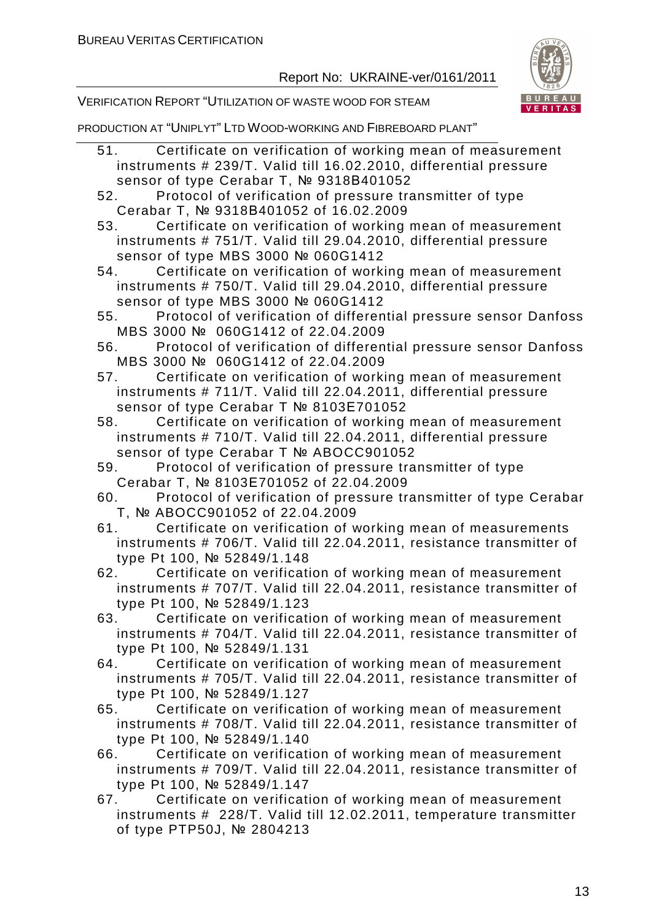51. Certificate on verification of working mean of measurement instruments # 239/T. Valid till 16.02.2010, differential pressure sensor of type Cerabar T, № 9318B401052
52. Protocol of verification of pressure transmitter of type Cerabar T, № 9318B401052 of 16.02.2009
53. Certificate on verification of working mean of measurement instruments # 751/T. Valid till 29.04.2010, differential pressure sensor of type MBS 3000 № 060G1412
54. Certificate on verification of working mean of measurement instruments # 750/T. Valid till 29.04.2010, differential pressure sensor of type MBS 3000 № 060G1412
55. Protocol of verification of differential pressure sensor Danfoss MBS 3000 № 060G1412 of 22.04.2009
56. Protocol of verification of differential pressure sensor Danfoss MBS 3000 № 060G1412 of 22.04.2009
57. Certificate on verification of working mean of measurement instruments # 711/T. Valid till 22.04.2011, differential pressure sensor of type Cerabar T № 8103E701052
58. Certificate on verification of working mean of measurement instruments # 710/T. Valid till 22.04.2011, differential pressure sensor of type Cerabar T № ABOCC901052
59. Protocol of verification of pressure transmitter of type Cerabar T, № 8103E701052 of 22.04.2009
60. Protocol of verification of pressure transmitter of type Cerabar T, № ABOCC901052 of 22.04.2009
61. Certificate on verification of working mean of measurements instruments # 706/T. Valid till 22.04.2011, resistance transmitter of type Pt 100, № 52849/1.148
62. Certificate on verification of working mean of measurement instruments # 707/T. Valid till 22.04.2011, resistance transmitter of type Pt 100, № 52849/1.123
63. Certificate on verification of working mean of measurement instruments # 704/T. Valid till 22.04.2011, resistance transmitter of type Pt 100, № 52849/1.131
64. Certificate on verification of working mean of measurement instruments # 705/T. Valid till 22.04.2011, resistance transmitter of type Pt 100, № 52849/1.127
65. Certificate on verification of working mean of measurement instruments # 708/T. Valid till 22.04.2011, resistance transmitter of type Pt 100, № 52849/1.140
66. Certificate on verification of working mean of measurement instruments # 709/T. Valid till 22.04.2011, resistance transmitter of type Pt 100, № 52849/1.147
67. Certificate on verification of working mean of measurement instruments # 228/T. Valid till 12.02.2011, temperature transmitter of type PTP50J, № 2804213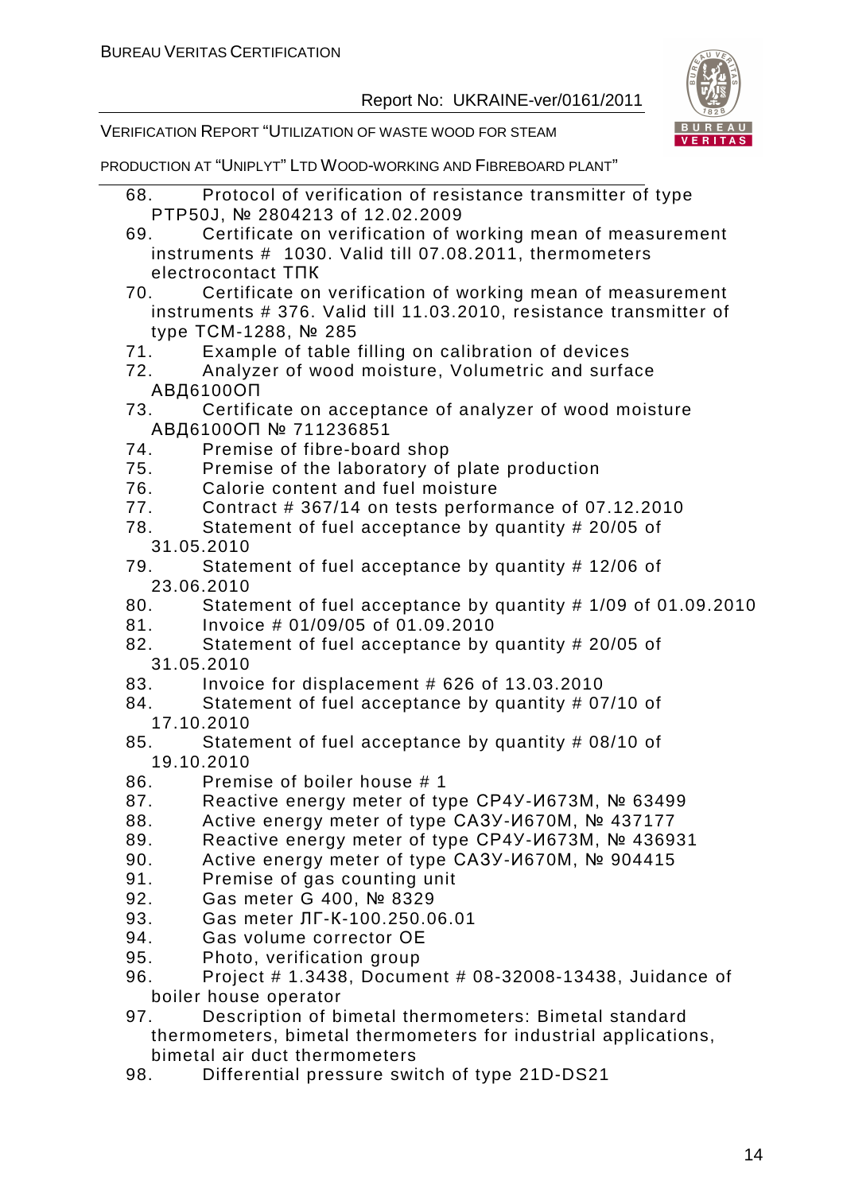68. Protocol of verification of resistance transmitter of type PTP50J, № 2804213 of 12.02.2009
69. Certificate on verification of working mean of measurement instruments # 1030. Valid till 07.08.2011, thermometers electrocontact ТПК
70. Certificate on verification of working mean of measurement instruments # 376. Valid till 11.03.2010, resistance transmitter of type ТСМ-1288, № 285
71. Example of table filling on calibration of devices
72. Analyzer of wood moisture, Volumetric and surface АВД6100ОП
73. Certificate on acceptance of analyzer of wood moisture АВД6100ОП № 711236851
74. Premise of fibre-board shop
75. Premise of the laboratory of plate production
76. Calorie content and fuel moisture
77. Contract # 367/14 on tests performance of 07.12.2010
78. Statement of fuel acceptance by quantity # 20/05 of 31.05.2010
79. Statement of fuel acceptance by quantity # 12/06 of 23.06.2010
80. Statement of fuel acceptance by quantity # 1/09 of 01.09.2010
81. Invoice # 01/09/05 of 01.09.2010
82. Statement of fuel acceptance by quantity # 20/05 of 31.05.2010
83. Invoice for displacement # 626 of 13.03.2010
84. Statement of fuel acceptance by quantity # 07/10 of 17.10.2010
85. Statement of fuel acceptance by quantity # 08/10 of 19.10.2010
86. Premise of boiler house # 1
87. Reactive energy meter of type СР4У-И673М, № 63499
88. Active energy meter of type САЗУ-И670М, № 437177
89. Reactive energy meter of type СР4У-И673М, № 436931
90. Active energy meter of type САЗУ-И670М, № 904415
91. Premise of gas counting unit
92. Gas meter G 400, № 8329
93. Gas meter ЛГ-К-100.250.06.01
94. Gas volume corrector OE
95. Photo, verification group
96. Project # 1.3438, Document # 08-32008-13438, Juidance of boiler house operator
97. Description of bimetal thermometers: Bimetal standard thermometers, bimetal thermometers for industrial applications, bimetal air duct thermometers
98. Differential pressure switch of type 21D-DS21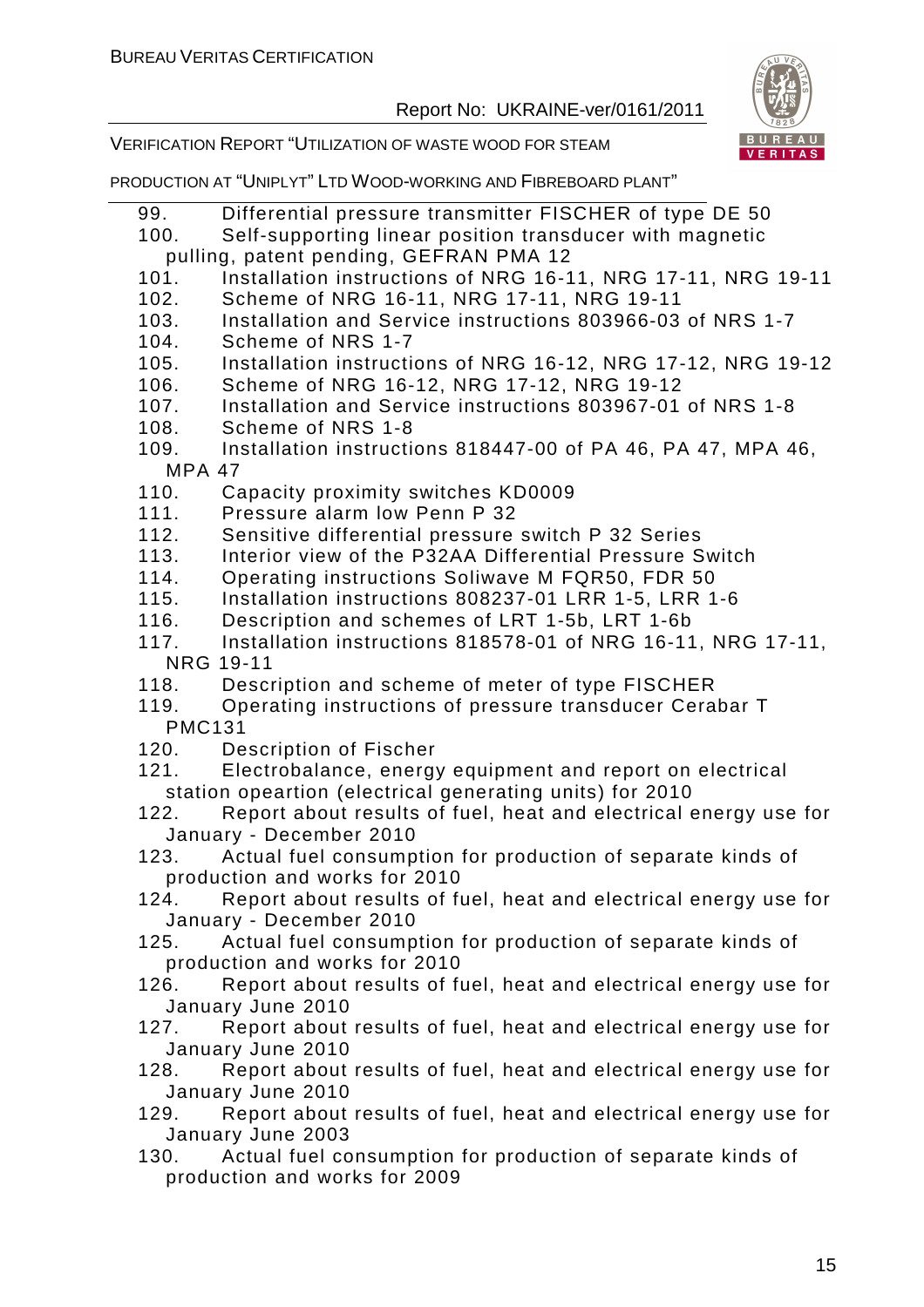99. Differential pressure transmitter FISCHER of type DE 50
100. Self-supporting linear position transducer with magnetic pulling, patent pending, GEFRAN PMA 12
101. Installation instructions of NRG 16-11, NRG 17-11, NRG 19-11
102. Scheme of NRG 16-11, NRG 17-11, NRG 19-11
103. Installation and Service instructions 803966-03 of NRS 1-7
104. Scheme of NRS 1-7
105. Installation instructions of NRG 16-12, NRG 17-12, NRG 19-12
106. Scheme of NRG 16-12, NRG 17-12, NRG 19-12
107. Installation and Service instructions 803967-01 of NRS 1-8
108. Scheme of NRS 1-8
109. Installation instructions 818447-00 of PA 46, PA 47, MPA 46, MPA 47
110. Capacity proximity switches KD0009
111. Pressure alarm low Penn P 32
112. Sensitive differential pressure switch P 32 Series
113. Interior view of the P32AA Differential Pressure Switch
114. Operating instructions Soliwave M FQR50, FDR 50
115. Installation instructions 808237-01 LRR 1-5, LRR 1-6
116. Description and schemes of LRT 1-5b, LRT 1-6b
117. Installation instructions 818578-01 of NRG 16-11, NRG 17-11, NRG 19-11
118. Description and scheme of meter of type FISCHER
119. Operating instructions of pressure transducer Cerabar T PMC131
120. Description of Fischer
121. Electrobalance, energy equipment and report on electrical station opeartion (electrical generating units) for 2010
122. Report about results of fuel, heat and electrical energy use for January - December 2010
123. Actual fuel consumption for production of separate kinds of production and works for 2010
124. Report about results of fuel, heat and electrical energy use for January - December 2010
125. Actual fuel consumption for production of separate kinds of production and works for 2010
126. Report about results of fuel, heat and electrical energy use for January June 2010
127. Report about results of fuel, heat and electrical energy use for January June 2010
128. Report about results of fuel, heat and electrical energy use for January June 2010
129. Report about results of fuel, heat and electrical energy use for January June 2003
130. Actual fuel consumption for production of separate kinds of production and works for 2009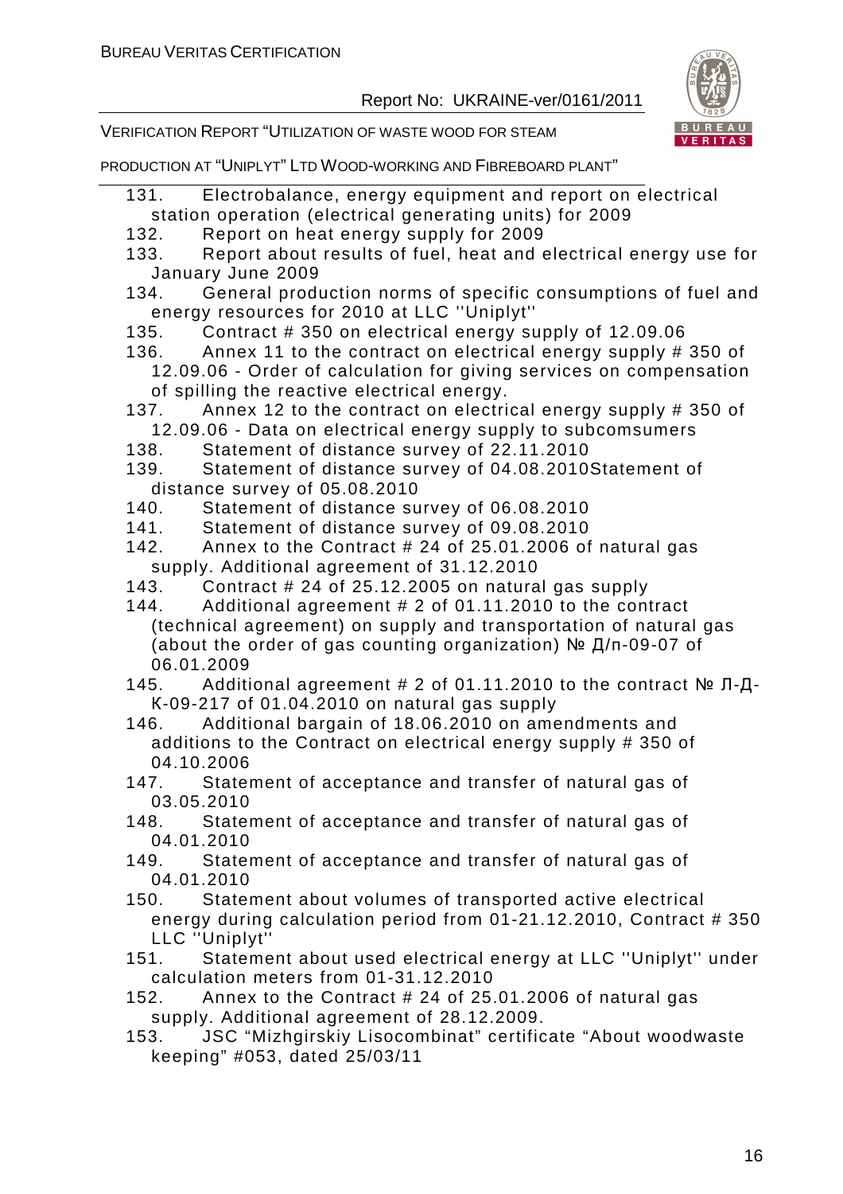131. Electrobalance, energy equipment and report on electrical station operation (electrical generating units) for 2009
132. Report on heat energy supply for 2009
133. Report about results of fuel, heat and electrical energy use for January June 2009
134. General production norms of specific consumptions of fuel and energy resources for 2010 at LLC ''Uniplyt''
135. Contract # 350 on electrical energy supply of 12.09.06
136. Annex 11 to the contract on electrical energy supply # 350 of 12.09.06 - Order of calculation for giving services on compensation of spilling the reactive electrical energy.
137. Annex 12 to the contract on electrical energy supply # 350 of 12.09.06 - Data on electrical energy supply to subcomsumers
138. Statement of distance survey of 22.11.2010
139. Statement of distance survey of 04.08.2010Statement of distance survey of 05.08.2010
140. Statement of distance survey of 06.08.2010
141. Statement of distance survey of 09.08.2010
142. Annex to the Contract # 24 of 25.01.2006 of natural gas supply. Additional agreement of 31.12.2010
143. Contract # 24 of 25.12.2005 on natural gas supply
144. Additional agreement # 2 of 01.11.2010 to the contract (technical agreement) on supply and transportation of natural gas (about the order of gas counting organization) № Д/п-09-07 of 06.01.2009
145. Additional agreement # 2 of 01.11.2010 to the contract № Л-Д-К-09-217 of 01.04.2010 on natural gas supply
146. Additional bargain of 18.06.2010 on amendments and additions to the Contract on electrical energy supply # 350 of 04.10.2006
147. Statement of acceptance and transfer of natural gas of 03.05.2010
148. Statement of acceptance and transfer of natural gas of 04.01.2010
149. Statement of acceptance and transfer of natural gas of 04.01.2010
150. Statement about volumes of transported active electrical energy during calculation period from 01-21.12.2010, Contract # 350 LLC ''Uniplyt''
151. Statement about used electrical energy at LLC ''Uniplyt'' under calculation meters from 01-31.12.2010
152. Annex to the Contract # 24 of 25.01.2006 of natural gas supply. Additional agreement of 28.12.2009.
153. JSC “Mizhgirskiy Lisocombinat” certificate “About woodwaste keeping” #053, dated 25/03/11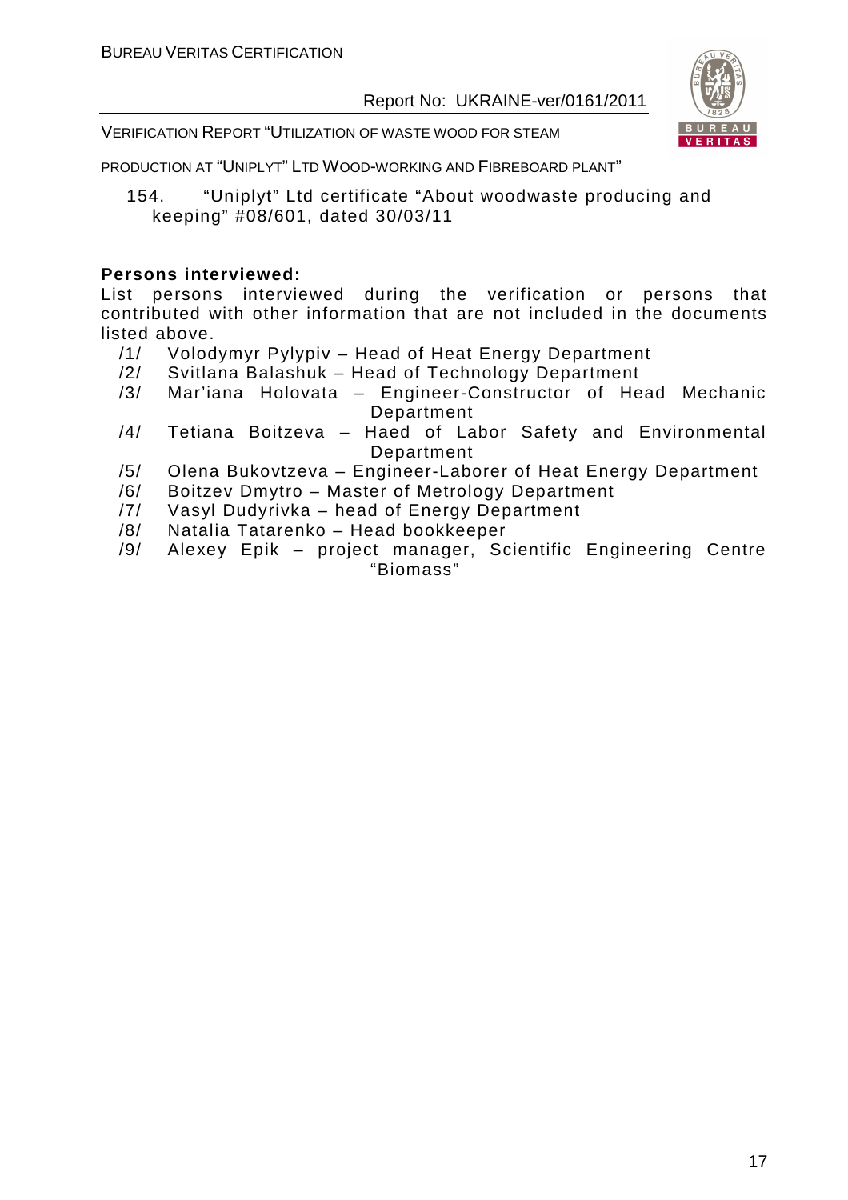154. "Uniplyt" Ltd certificate "About woodwaste producing and keeping" #08/601, dated 30/03/11

**Persons interviewed:**

List persons interviewed during the verification or persons that contributed with other information that are not included in the documents listed above.

/1/ Volodymyr Pylypiv – Head of Heat Energy Department

/2/ Svitlana Balashuk – Head of Technology Department

/3/ Mar'iana Holovata – Engineer-Constructor of Head Mechanic Department

/4/ Tetiana Boitzeva – Haed of Labor Safety and Environmental Department

/5/ Olena Bukovtzeva – Engineer-Laborer of Heat Energy Department

/6/ Boitzev Dmytro – Master of Metrology Department

/7/ Vasyl Dudyrivka – head of Energy Department

/8/ Natalia Tatarenko – Head bookkeeper

/9/ Alexey Epik – project manager, Scientific Engineering Centre "Biomass"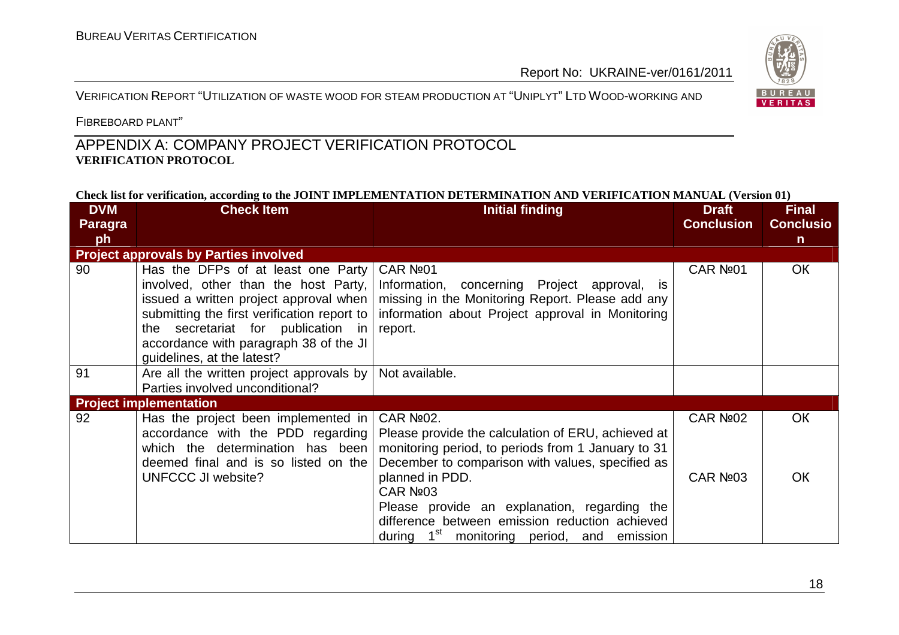## APPENDIX A: COMPANY PROJECT VERIFICATION PROTOCOL

**VERIFICATION PROTOCOL**

**Check list for verification, according to the JOINT IMPLEMENTATION DETERMINATION AND VERIFICATION MANUAL (Version 01)**

| DVM Paragraph | Check Item | Initial finding | Draft Conclusion | Final Conclusion |
|---|---|---|---|---|
| **Project approvals by Parties involved** | | | | |
| 90 | Has the DFPs of at least one Party involved, other than the host Party, issued a written project approval when submitting the first verification report to the secretariat for publication in accordance with paragraph 38 of the JI guidelines, at the latest? | CAR №01<br>Information, concerning Project approval, is missing in the Monitoring Report. Please add any information about Project approval in Monitoring report. | CAR №01 | OK |
| 91 | Are all the written project approvals by Parties involved unconditional? | Not available. | | |
| **Project implementation** | | | | |
| 92 | Has the project been implemented in accordance with the PDD regarding which the determination has been deemed final and is so listed on the UNFCCC JI website? | CAR №02.<br>Please provide the calculation of ERU, achieved at monitoring period, to periods from 1 January to 31 December to comparison with values, specified as planned in PDD.<br>CAR №03<br>Please provide an explanation, regarding the difference between emission reduction achieved during 1st monitoring period, and emission | CAR №02<br><br><br><br>CAR №03 | OK<br><br><br><br>OK |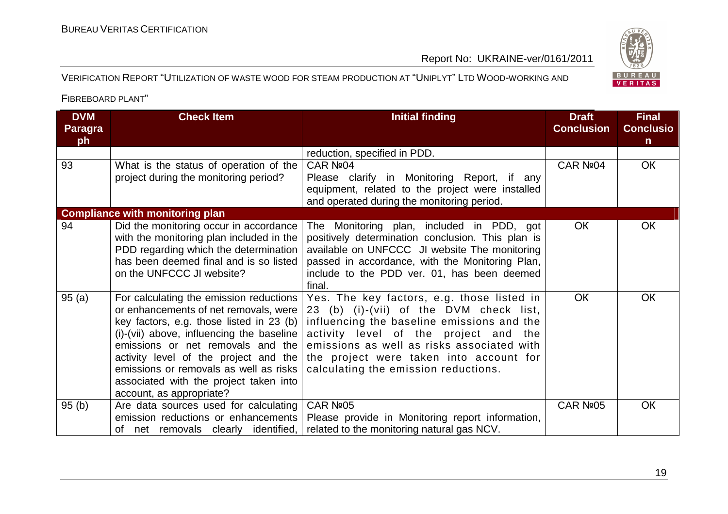| DVM Paragraph | Check Item | Initial finding | Draft Conclusion | Final Conclusion |
|---|---|---|---|---|
| | | reduction, specified in PDD. | | |
| 93 | What is the status of operation of the project during the monitoring period? | CAR №04<br>Please clarify in Monitoring Report, if any equipment, related to the project were installed and operated during the monitoring period. | CAR №04 | OK |
| **Compliance with monitoring plan** | | | | |
| 94 | Did the monitoring occur in accordance with the monitoring plan included in the PDD regarding which the determination has been deemed final and is so listed on the UNFCCC JI website? | The Monitoring plan, included in PDD, got positively determination conclusion. This plan is available on UNFCCC JI website The monitoring passed in accordance, with the Monitoring Plan, include to the PDD ver. 01, has been deemed final. | OK | OK |
| 95 (a) | For calculating the emission reductions or enhancements of net removals, were key factors, e.g. those listed in 23 (b) (i)-(vii) above, influencing the baseline emissions or net removals and the activity level of the project and the emissions or removals as well as risks associated with the project taken into account, as appropriate? | Yes. The key factors, e.g. those listed in 23 (b) (i)-(vii) of the DVM check list, influencing the baseline emissions and the activity level of the project and the emissions as well as risks associated with the project were taken into account for calculating the emission reductions. | OK | OK |
| 95 (b) | Are data sources used for calculating emission reductions or enhancements of net removals clearly identified, | CAR №05<br>Please provide in Monitoring report information, related to the monitoring natural gas NCV. | CAR №05 | OK |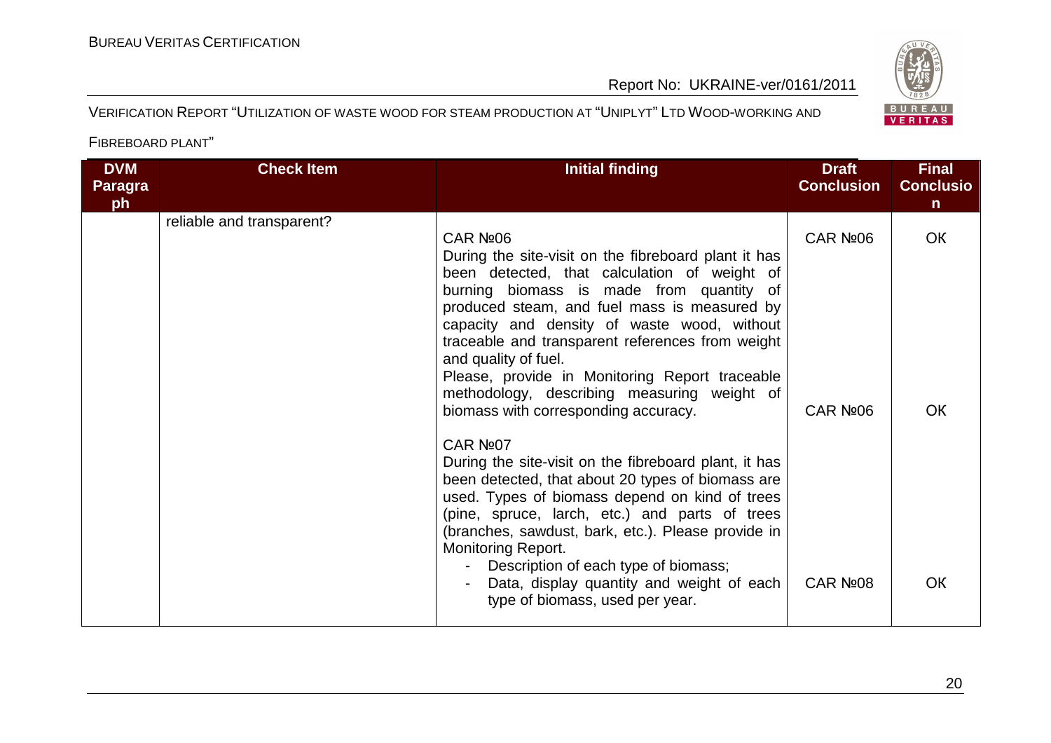| DVM Paragraph | Check Item | Initial finding | Draft Conclusion | Final Conclusion |
|---|---|---|---|---|
| | reliable and transparent? | CAR №06<br>During the site-visit on the fibreboard plant it has been detected, that calculation of weight of burning biomass is made from quantity of produced steam, and fuel mass is measured by capacity and density of waste wood, without traceable and transparent references from weight and quality of fuel.<br>Please, provide in Monitoring Report traceable methodology, describing measuring weight of biomass with corresponding accuracy. | CAR №06 | OK |
| | | CAR №07<br>During the site-visit on the fibreboard plant, it has been detected, that about 20 types of biomass are used. Types of biomass depend on kind of trees (pine, spruce, larch, etc.) and parts of trees (branches, sawdust, bark, etc.). Please provide in Monitoring Report.<br>- Description of each type of biomass;<br>- Data, display quantity and weight of each type of biomass, used per year. | CAR №06<br><br>CAR №08 | OK<br><br>OK |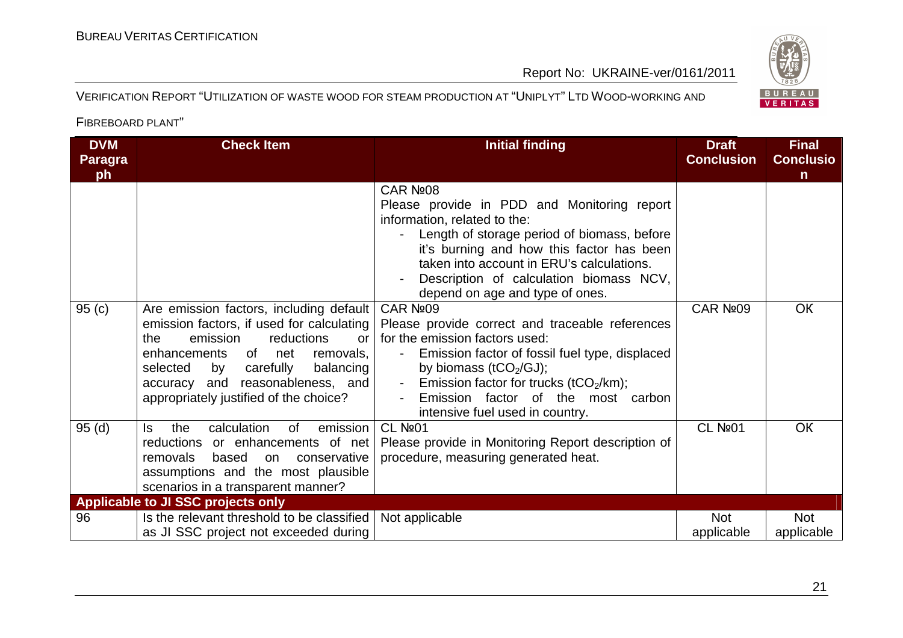| DVM Paragraph | Check Item | Initial finding | Draft Conclusion | Final Conclusion |
|---|---|---|---|---|
| | | CAR №08<br>Please provide in PDD and Monitoring report information, related to the:<br>- Length of storage period of biomass, before it's burning and how this factor has been taken into account in ERU's calculations.<br>- Description of calculation biomass NCV, depend on age and type of ones. | | |
| 95 (c) | Are emission factors, including default emission factors, if used for calculating the emission reductions or enhancements of net removals, selected by carefully balancing accuracy and reasonableness, and appropriately justified of the choice? | CAR №09<br>Please provide correct and traceable references for the emission factors used:<br>- Emission factor of fossil fuel type, displaced by biomass ($tCO_2$/GJ);<br>- Emission factor for trucks ($tCO_2$/km);<br>- Emission factor of the most carbon intensive fuel used in country. | CAR №09 | OK |
| 95 (d) | Is the calculation of emission reductions or enhancements of net removals based on conservative assumptions and the most plausible scenarios in a transparent manner? | CL №01<br>Please provide in Monitoring Report description of procedure, measuring generated heat. | CL №01 | OK |
| **Applicable to JI SSC projects only** | | | | |
| 96 | Is the relevant threshold to be classified as JI SSC project not exceeded during | Not applicable | Not applicable | Not applicable |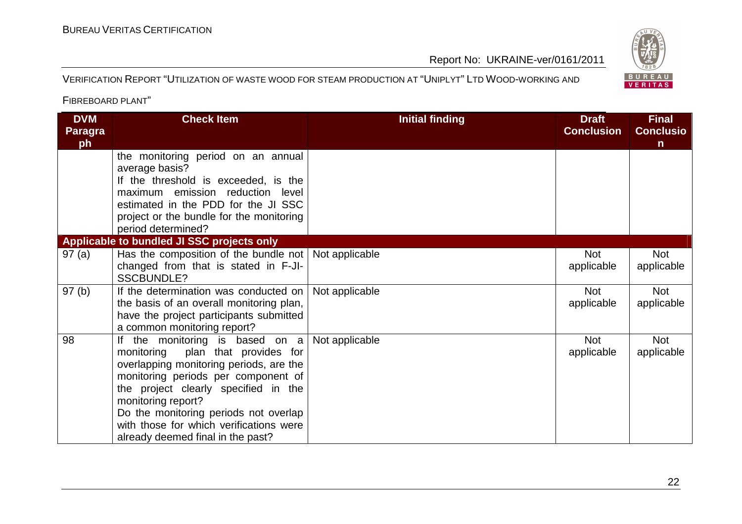| DVM Paragraph | Check Item | Initial finding | Draft Conclusion | Final Conclusion |
|---|---|---|---|---|
| | the monitoring period on an annual average basis? If the threshold is exceeded, is the maximum emission reduction level estimated in the PDD for the JI SSC project or the bundle for the monitoring period determined? | | | |
| **Applicable to bundled JI SSC projects only** | | | | |
| 97 (a) | Has the composition of the bundle not changed from that is stated in F-JI-SSCBUNDLE? | Not applicable | Not applicable | Not applicable |
| 97 (b) | If the determination was conducted on the basis of an overall monitoring plan, have the project participants submitted a common monitoring report? | Not applicable | Not applicable | Not applicable |
| 98 | If the monitoring is based on a monitoring plan that provides for overlapping monitoring periods, are the monitoring periods per component of the project clearly specified in the monitoring report? Do the monitoring periods not overlap with those for which verifications were already deemed final in the past? | Not applicable | Not applicable | Not applicable |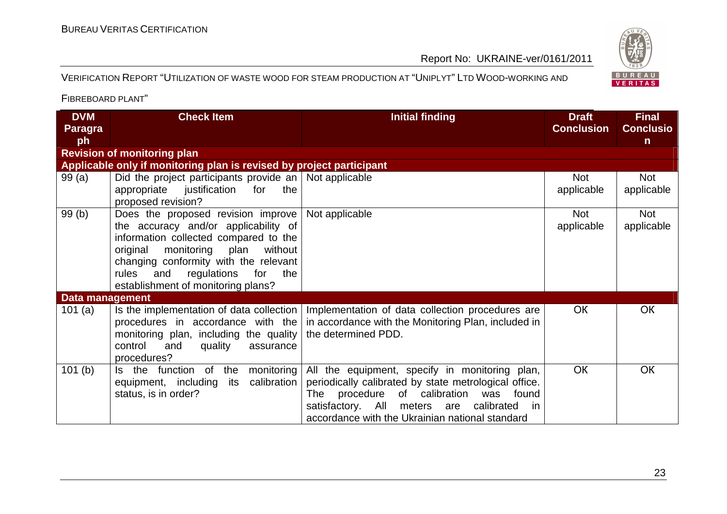| DVM Paragraph | Check Item | Initial finding | Draft Conclusion | Final Conclusion |
|---|---|---|---|---|
| **Revision of monitoring plan** | | | | |
| **Applicable only if monitoring plan is revised by project participant** | | | | |
| 99 (a) | Did the project participants provide an appropriate justification for the proposed revision? | Not applicable | Not applicable | Not applicable |
| 99 (b) | Does the proposed revision improve the accuracy and/or applicability of information collected compared to the original monitoring plan without changing conformity with the relevant rules and regulations for the establishment of monitoring plans? | Not applicable | Not applicable | Not applicable |
| **Data management** | | | | |
| 101 (a) | Is the implementation of data collection procedures in accordance with the monitoring plan, including the quality control and quality assurance procedures? | Implementation of data collection procedures are in accordance with the Monitoring Plan, included in the determined PDD. | OK | OK |
| 101 (b) | Is the function of the monitoring equipment, including its calibration status, is in order? | All the equipment, specify in monitoring plan, periodically calibrated by state metrological office. The procedure of calibration was found satisfactory. All meters are calibrated in accordance with the Ukrainian national standard | OK | OK |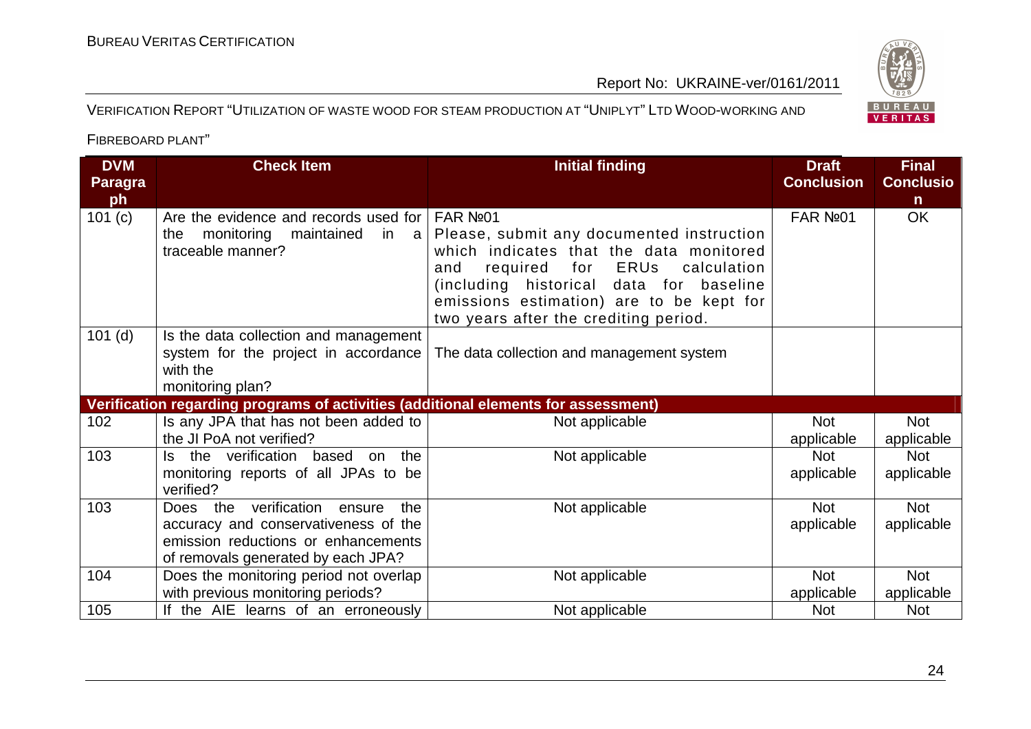| DVM Paragraph | Check Item | Initial finding | Draft Conclusion | Final Conclusion |
|---|---|---|---|---|
| 101 (c) | Are the evidence and records used for the monitoring maintained in a traceable manner? | FAR №01<br>Please, submit any documented instruction which indicates that the data monitored and required for ERUs calculation (including historical data for baseline emissions estimation) are to be kept for two years after the crediting period. | FAR №01 | OK |
| 101 (d) | Is the data collection and management system for the project in accordance with the monitoring plan? | The data collection and management system | | |
| **Verification regarding programs of activities (additional elements for assessment)** | | | | |
| 102 | Is any JPA that has not been added to the JI PoA not verified? | Not applicable | Not applicable | Not applicable |
| 103 | Is the verification based on the monitoring reports of all JPAs to be verified? | Not applicable | Not applicable | Not applicable |
| 103 | Does the verification ensure the accuracy and conservativeness of the emission reductions or enhancements of removals generated by each JPA? | Not applicable | Not applicable | Not applicable |
| 104 | Does the monitoring period not overlap with previous monitoring periods? | Not applicable | Not applicable | Not applicable |
| 105 | If the AIE learns of an erroneously | Not applicable | Not | Not |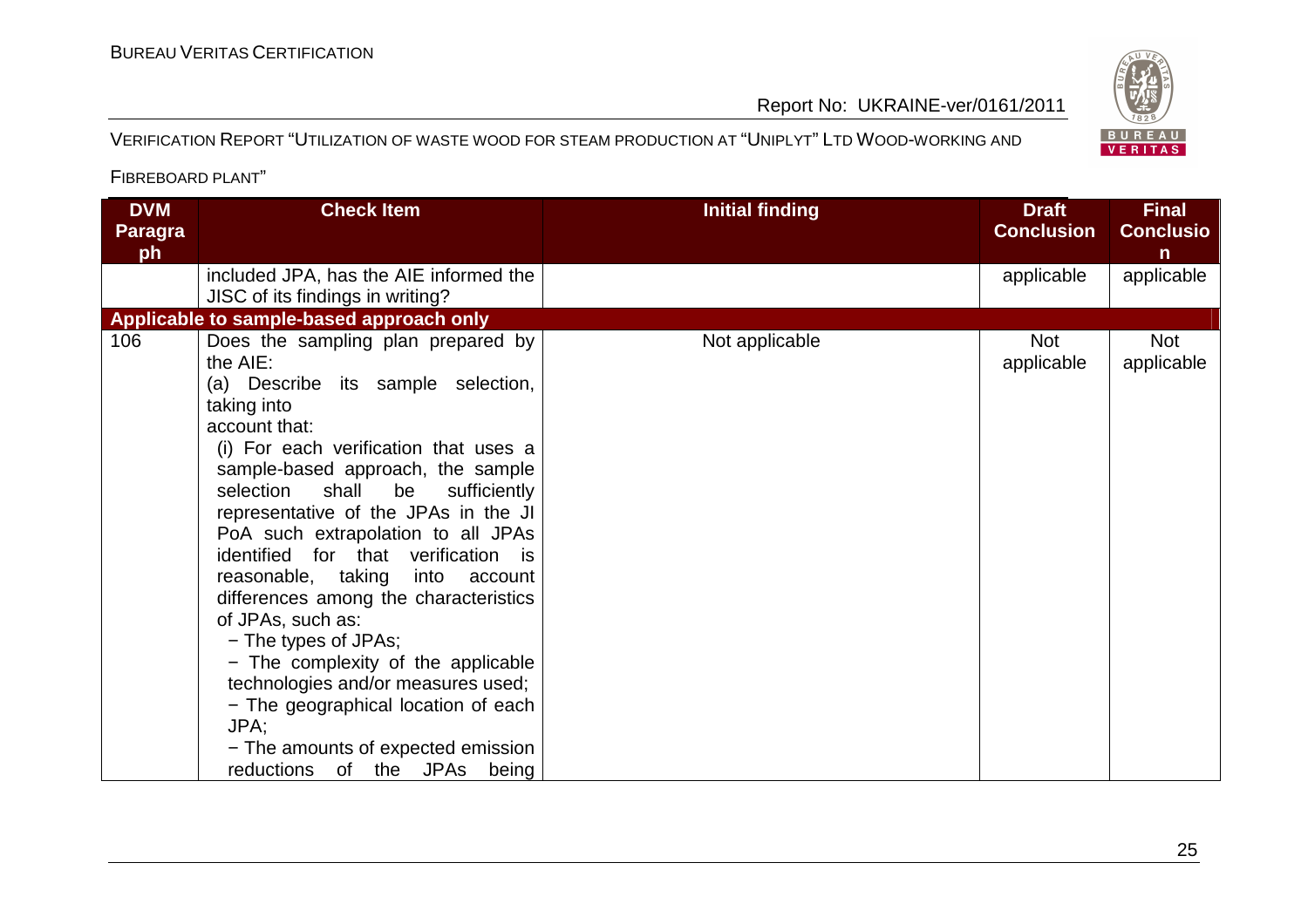| DVM Paragraph | Check Item | Initial finding | Draft Conclusion | Final Conclusion |
|---|---|---|---|---|
| | included JPA, has the AIE informed the JISC of its findings in writing? | | applicable | applicable |
| **Applicable to sample-based approach only** | | | | |
| 106 | Does the sampling plan prepared by the AIE:<br>(a) Describe its sample selection, taking into account that:<br>(i) For each verification that uses a sample-based approach, the sample selection shall be sufficiently representative of the JPAs in the JI PoA such extrapolation to all JPAs identified for that verification is reasonable, taking into account differences among the characteristics of JPAs, such as:<br>− The types of JPAs;<br>− The complexity of the applicable technologies and/or measures used;<br>− The geographical location of each JPA;<br>− The amounts of expected emission reductions of the JPAs being | Not applicable | Not applicable | Not applicable |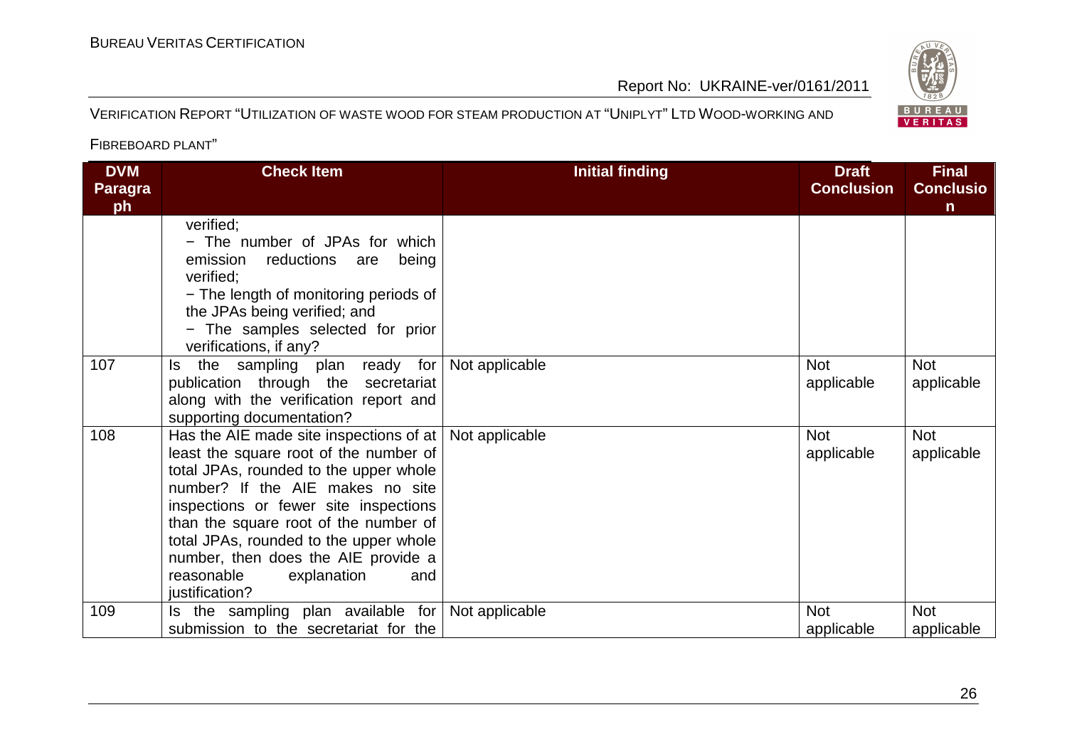| DVM Paragraph | Check Item | Initial finding | Draft Conclusion | Final Conclusion |
|---|---|---|---|---|
| | verified;<br>− The number of JPAs for which emission reductions are being verified;<br>− The length of monitoring periods of the JPAs being verified; and<br>− The samples selected for prior verifications, if any? | | | |
| 107 | Is the sampling plan ready for publication through the secretariat along with the verification report and supporting documentation? | Not applicable | Not applicable | Not applicable |
| 108 | Has the AIE made site inspections of at least the square root of the number of total JPAs, rounded to the upper whole number? If the AIE makes no site inspections or fewer site inspections than the square root of the number of total JPAs, rounded to the upper whole number, then does the AIE provide a reasonable explanation and justification? | Not applicable | Not applicable | Not applicable |
| 109 | Is the sampling plan available for submission to the secretariat for the | Not applicable | Not applicable | Not applicable |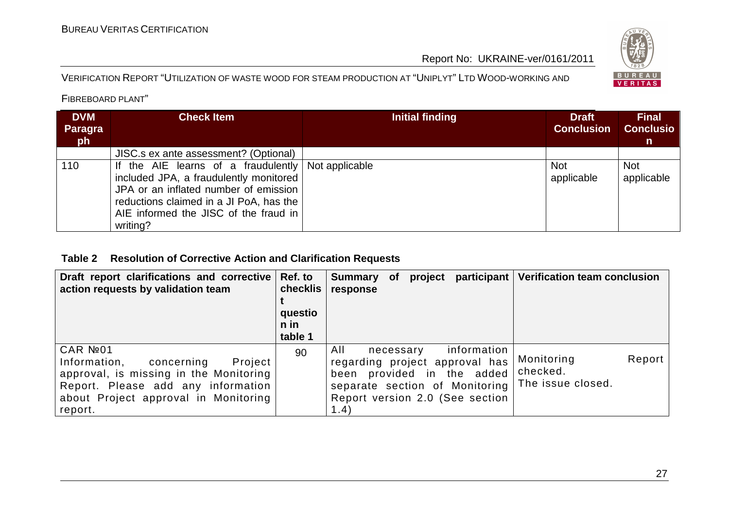| DVM Paragraph | Check Item | Initial finding | Draft Conclusion | Final Conclusion |
|---|---|---|---|---|
| | JISC.s ex ante assessment? (Optional) | | | |
| 110 | If the AIE learns of a fraudulently included JPA, a fraudulently monitored JPA or an inflated number of emission reductions claimed in a JI PoA, has the AIE informed the JISC of the fraud in writing? | Not applicable | Not applicable | Not applicable |

**Table 2 Resolution of Corrective Action and Clarification Requests**

| Draft report clarifications and corrective action requests by validation team | Ref. to checklist question in table 1 | Summary of project participant response | Verification team conclusion |
|---|---|---|---|
| CAR №01<br>Information, concerning Project approval, is missing in the Monitoring Report. Please add any information about Project approval in Monitoring report. | 90 | All necessary information regarding project approval has been provided in the added separate section of Monitoring Report version 2.0 (See section 1.4) | Monitoring Report checked.<br>The issue closed. |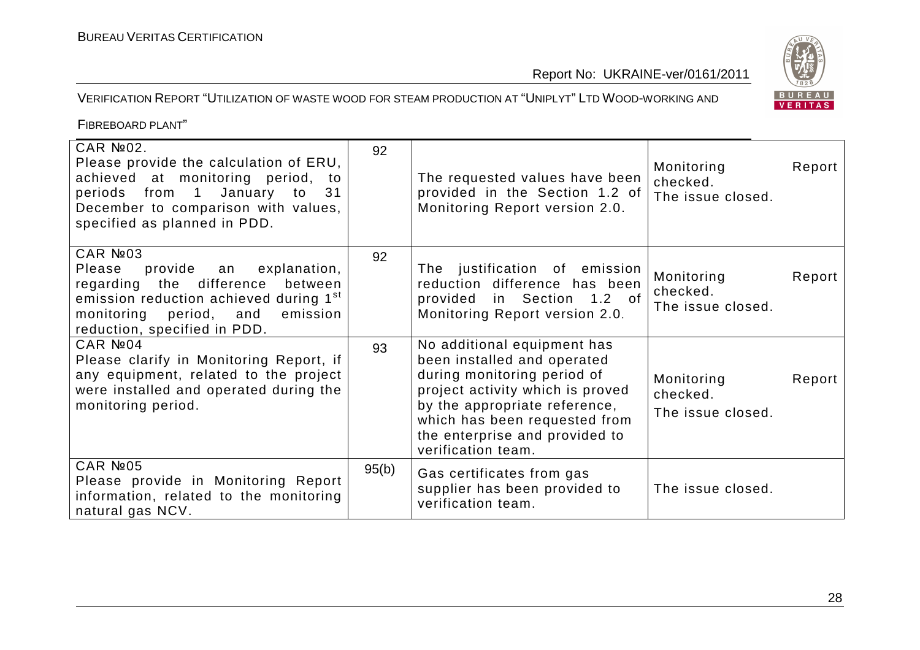| | | | |
|---|---|---|---|
| CAR №02. Please provide the calculation of ERU, achieved at monitoring period, to periods from 1 January to 31 December to comparison with values, specified as planned in PDD. | 92 | The requested values have been provided in the Section 1.2 of Monitoring Report version 2.0. | Monitoring Report checked. The issue closed. |
| CAR №03 Please provide an explanation, regarding the difference between emission reduction achieved during 1[st] monitoring period, and emission reduction, specified in PDD. | 92 | The justification of emission reduction difference has been provided in Section 1.2 of Monitoring Report version 2.0. | Monitoring Report checked. The issue closed. |
| CAR №04 Please clarify in Monitoring Report, if any equipment, related to the project were installed and operated during the monitoring period. | 93 | No additional equipment has been installed and operated during monitoring period of project activity which is proved by the appropriate reference, which has been requested from the enterprise and provided to verification team. | Monitoring Report checked. The issue closed. |
| CAR №05 Please provide in Monitoring Report information, related to the monitoring natural gas NCV. | 95(b) | Gas certificates from gas supplier has been provided to verification team. | The issue closed. |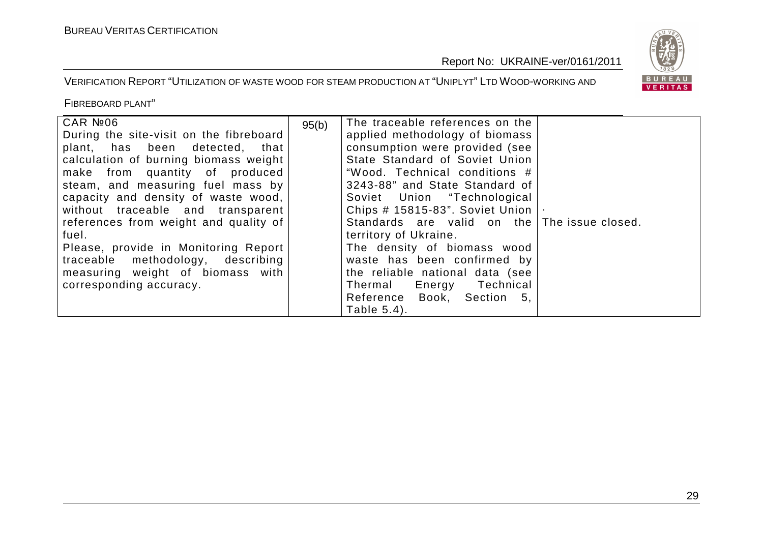| | | | |
|---|---|---|---|
| CAR №06<br>During the site-visit on the fibreboard plant, has been detected, that calculation of burning biomass weight make from quantity of produced steam, and measuring fuel mass by capacity and density of waste wood, without traceable and transparent references from weight and quality of fuel.<br>Please, provide in Monitoring Report traceable methodology, describing measuring weight of biomass with corresponding accuracy. | 95(b) | The traceable references on the applied methodology of biomass consumption were provided (see State Standard of Soviet Union "Wood. Technical conditions # 3243-88" and State Standard of Soviet Union "Technological Chips # 15815-83". Soviet Union Standards are valid on the territory of Ukraine.<br>The density of biomass wood waste has been confirmed by the reliable national data (see Thermal Energy Technical Reference Book, Section 5, Table 5.4). | .<br>The issue closed. |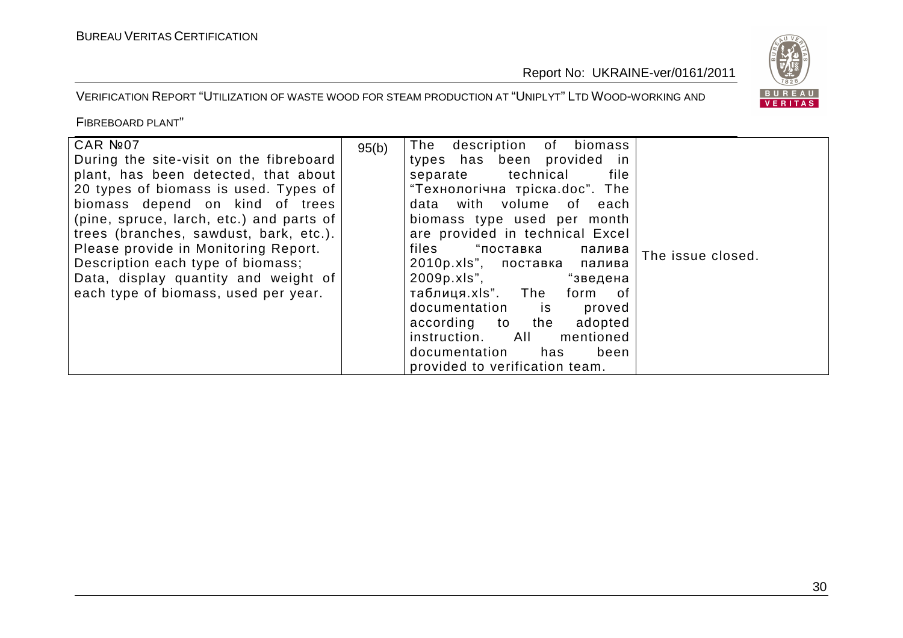| CAR №07<br>During the site-visit on the fibreboard plant, has been detected, that about 20 types of biomass is used. Types of biomass depend on kind of trees (pine, spruce, larch, etc.) and parts of trees (branches, sawdust, bark, etc.). Please provide in Monitoring Report. Description each type of biomass; Data, display quantity and weight of each type of biomass, used per year. | 95(b) | The description of biomass types has been provided in separate technical file "Технологічна тріска.doc". The data with volume of each biomass type used per month are provided in technical Excel files "поставка палива 2010р.xls", поставка палива 2009р.xls", "зведена таблиця.xls". The form of documentation is proved according to the adopted instruction. All mentioned documentation has been provided to verification team. | The issue closed. |
|---|---|---|---|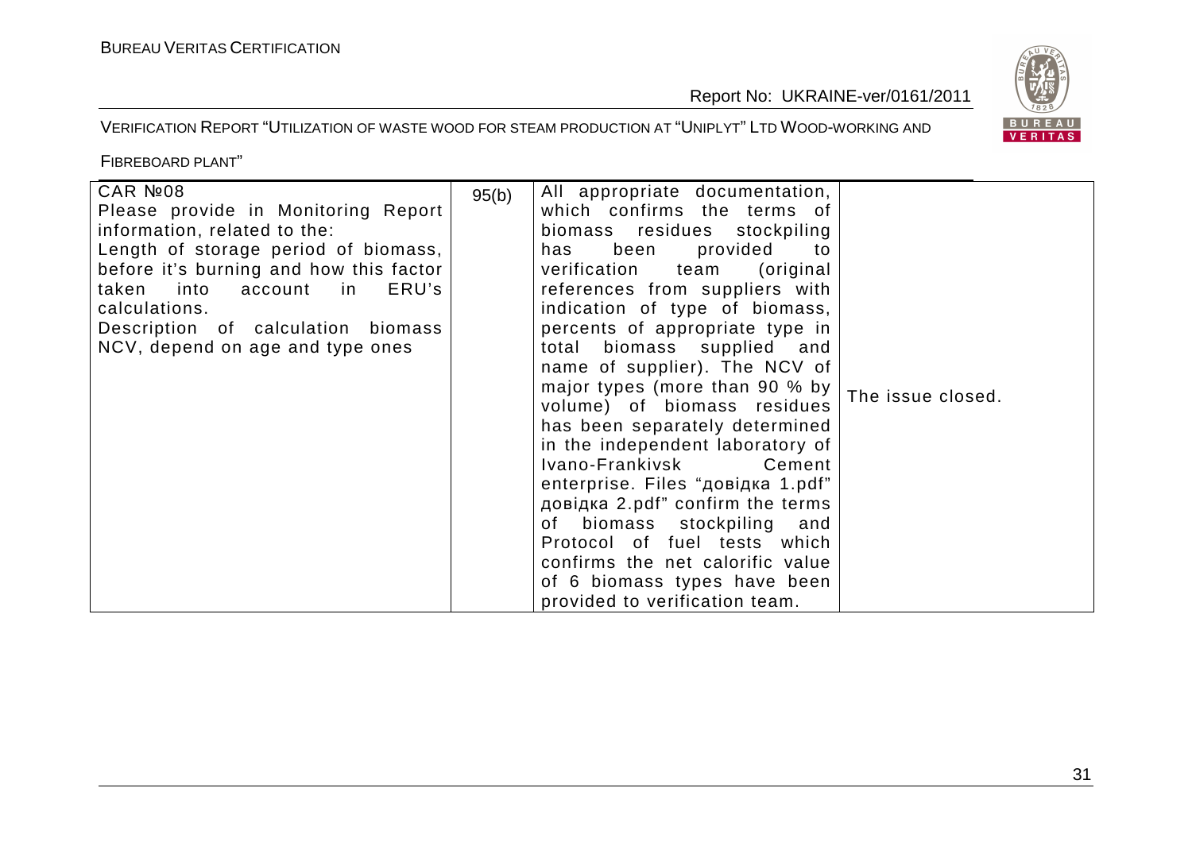| CAR №08<br>Please provide in Monitoring Report information, related to the:<br>Length of storage period of biomass, before it's burning and how this factor taken into account in ERU's calculations.<br>Description of calculation biomass NCV, depend on age and type ones | 95(b) | All appropriate documentation, which confirms the terms of biomass residues stockpiling has been provided to verification team (original references from suppliers with indication of type of biomass, percents of appropriate type in total biomass supplied and name of supplier). The NCV of major types (more than 90 % by volume) of biomass residues has been separately determined in the independent laboratory of Ivano-Frankivsk Cement enterprise. Files "довідка 1.pdf" довідка 2.pdf" confirm the terms of biomass stockpiling and Protocol of fuel tests which confirms the net calorific value of 6 biomass types have been provided to verification team. | The issue closed. |
|---|---|---|---|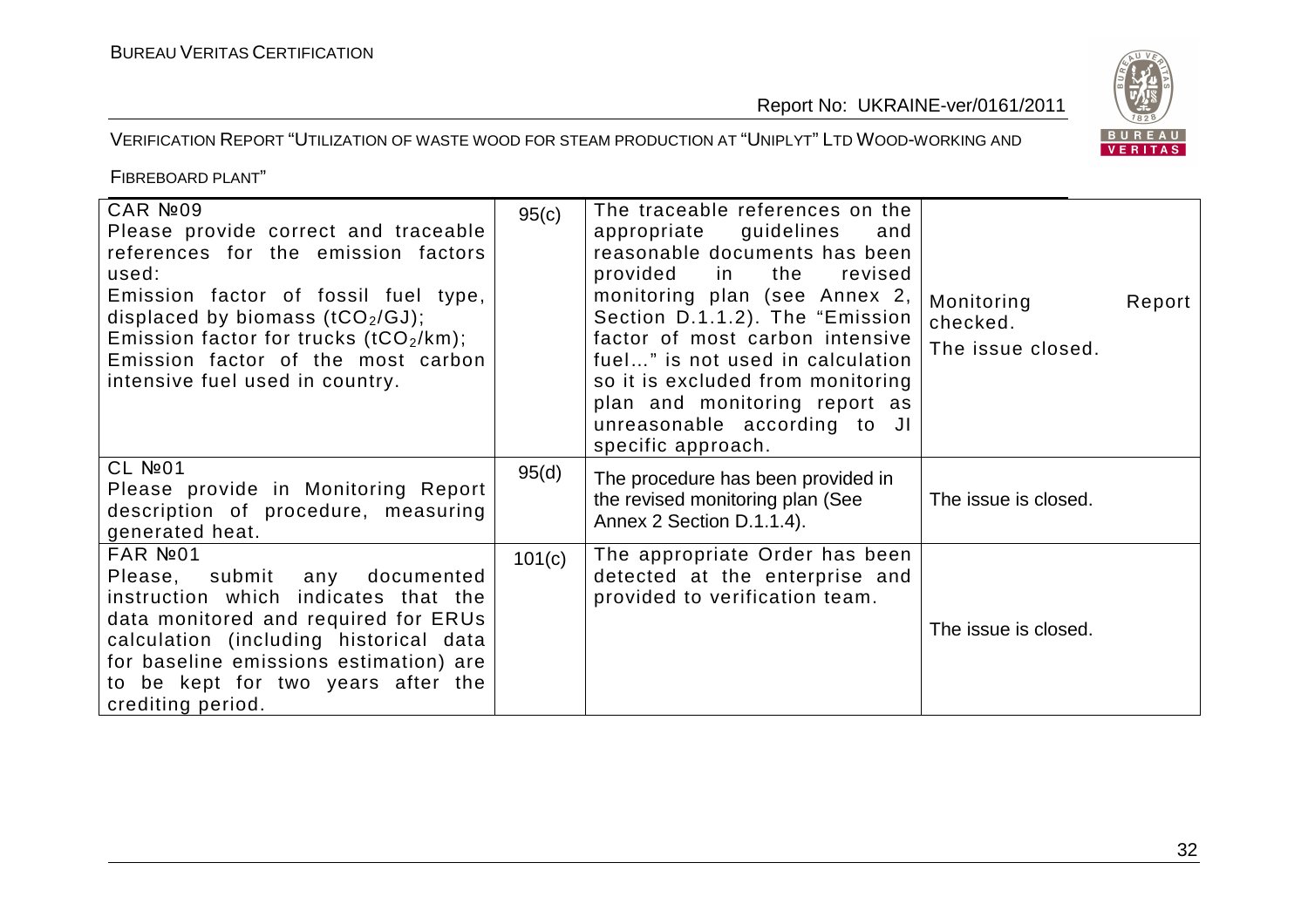| | | | |
|---|---|---|---|
| CAR №09<br>Please provide correct and traceable references for the emission factors used:<br>Emission factor of fossil fuel type, displaced by biomass ($tCO_2/GJ$);<br>Emission factor for trucks ($tCO_2/km$);<br>Emission factor of the most carbon intensive fuel used in country. | 95(c) | The traceable references on the appropriate guidelines and reasonable documents has been provided in the revised monitoring plan (see Annex 2, Section D.1.1.2). The "Emission factor of most carbon intensive fuel..." is not used in calculation so it is excluded from monitoring plan and monitoring report as unreasonable according to JI specific approach. | Monitoring Report checked.<br>The issue closed. |
| CL №01<br>Please provide in Monitoring Report description of procedure, measuring generated heat. | 95(d) | The procedure has been provided in the revised monitoring plan (See Annex 2 Section D.1.1.4). | The issue is closed. |
| FAR №01<br>Please, submit any documented instruction which indicates that the data monitored and required for ERUs calculation (including historical data for baseline emissions estimation) are to be kept for two years after the crediting period. | 101(c) | The appropriate Order has been detected at the enterprise and provided to verification team. | The issue is closed. |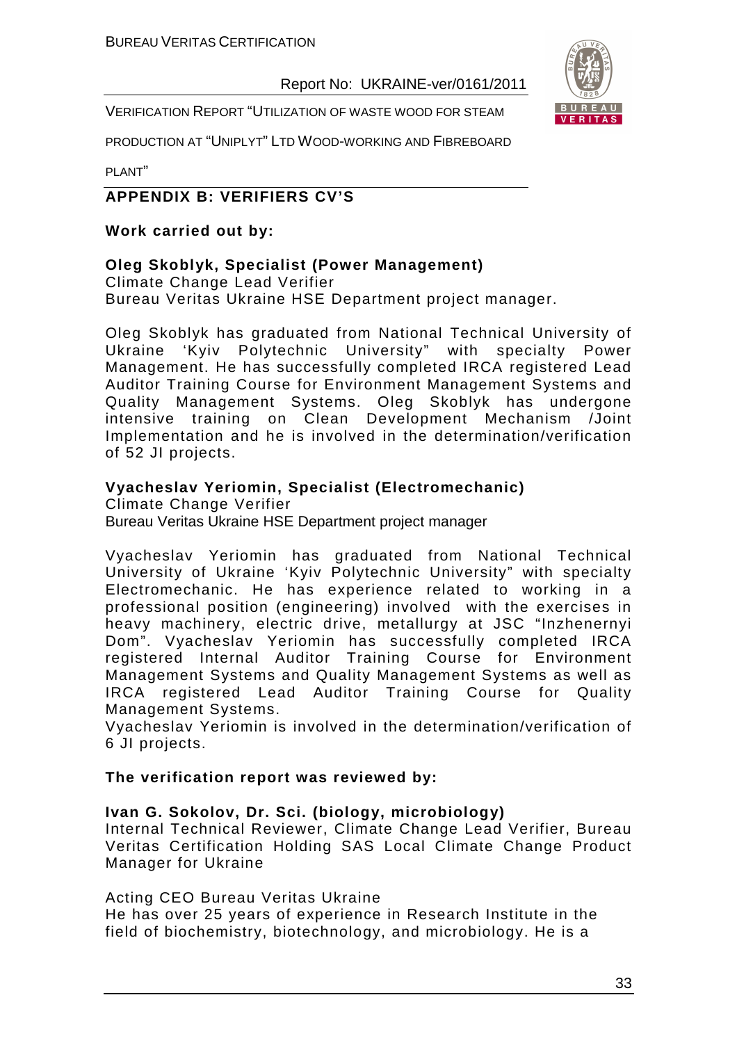## APPENDIX B: VERIFIERS CV'S

**Work carried out by:**

**Oleg Skoblyk, Specialist (Power Management)**
Climate Change Lead Verifier
Bureau Veritas Ukraine HSE Department project manager.

Oleg Skoblyk has graduated from National Technical University of Ukraine 'Kyiv Polytechnic University" with specialty Power Management. He has successfully completed IRCA registered Lead Auditor Training Course for Environment Management Systems and Quality Management Systems. Oleg Skoblyk has undergone intensive training on Clean Development Mechanism /Joint Implementation and he is involved in the determination/verification of 52 JI projects.

**Vyacheslav Yeriomin, Specialist (Electromechanic)**
Climate Change Verifier
Bureau Veritas Ukraine HSE Department project manager

Vyacheslav Yeriomin has graduated from National Technical University of Ukraine 'Kyiv Polytechnic University" with specialty Electromechanic. He has experience related to working in a professional position (engineering) involved with the exercises in heavy machinery, electric drive, metallurgy at JSC "Inzhenernyi Dom". Vyacheslav Yeriomin has successfully completed IRCA registered Internal Auditor Training Course for Environment Management Systems and Quality Management Systems as well as IRCA registered Lead Auditor Training Course for Quality Management Systems.
Vyacheslav Yeriomin is involved in the determination/verification of 6 JI projects.

**The verification report was reviewed by:**

**Ivan G. Sokolov, Dr. Sci. (biology, microbiology)**
Internal Technical Reviewer, Climate Change Lead Verifier, Bureau Veritas Certification Holding SAS Local Climate Change Product Manager for Ukraine

Acting CEO Bureau Veritas Ukraine
He has over 25 years of experience in Research Institute in the field of biochemistry, biotechnology, and microbiology. He is a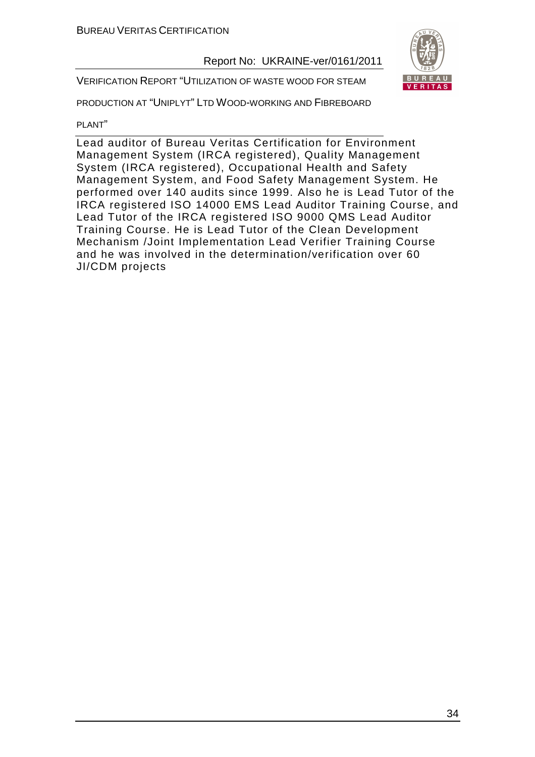Lead auditor of Bureau Veritas Certification for Environment Management System (IRCA registered), Quality Management System (IRCA registered), Occupational Health and Safety Management System, and Food Safety Management System. He performed over 140 audits since 1999. Also he is Lead Tutor of the IRCA registered ISO 14000 EMS Lead Auditor Training Course, and Lead Tutor of the IRCA registered ISO 9000 QMS Lead Auditor Training Course. He is Lead Tutor of the Clean Development Mechanism /Joint Implementation Lead Verifier Training Course and he was involved in the determination/verification over 60 JI/CDM projects